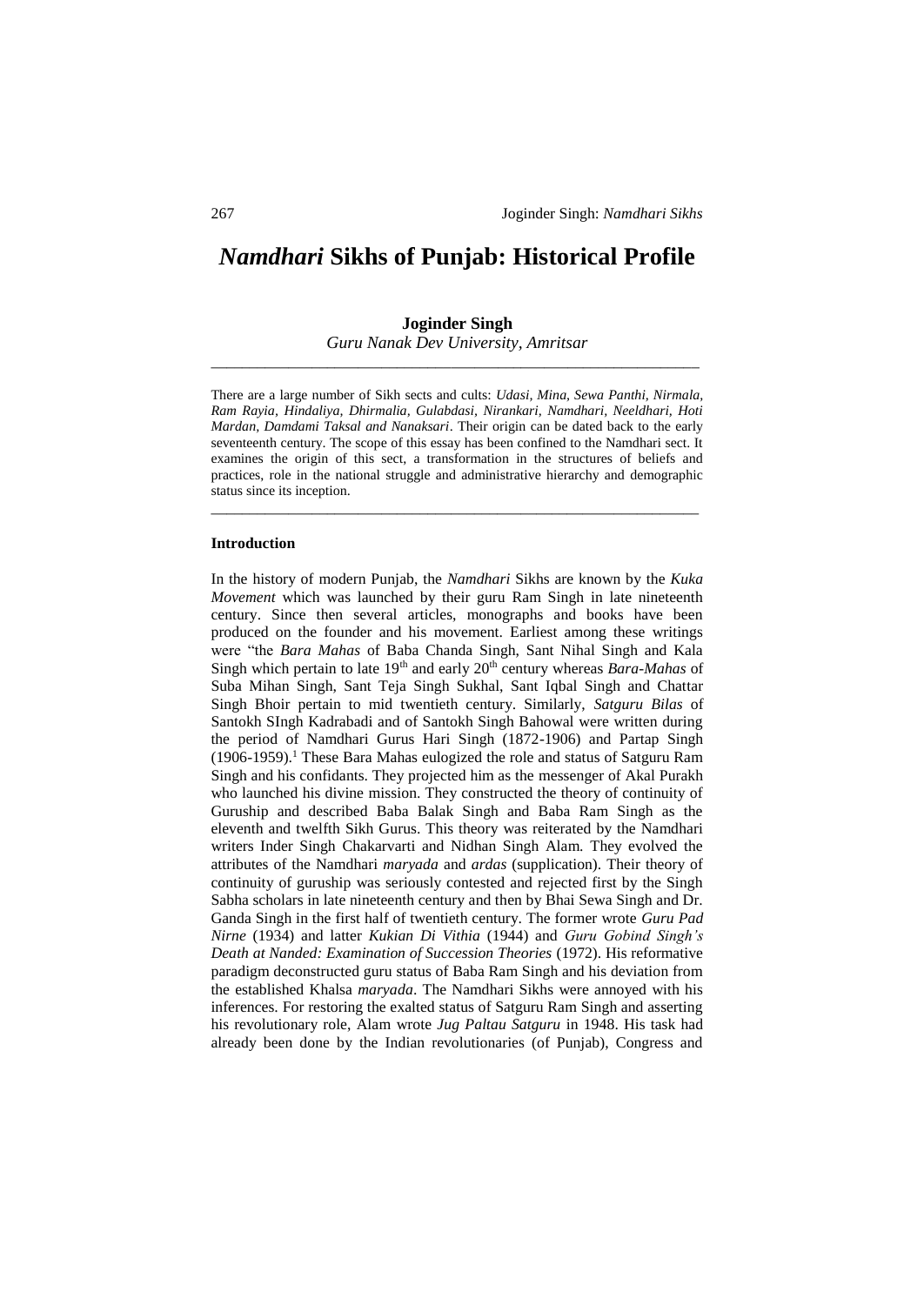# *Namdhari* Sikhs of Punjab: Historical Profile

**Joginder Singh**
*Guru Nanak Dev University, Amritsar*

---

There are a large number of Sikh sects and cults: *Udasi, Mina, Sewa Panthi, Nirmala, Ram Rayia, Hindaliya, Dhirmalia, Gulabdasi, Nirankari, Namdhari, Neeldhari, Hoti Mardan, Damdami Taksal and Nanaksari*. Their origin can be dated back to the early seventeenth century. The scope of this essay has been confined to the Namdhari sect. It examines the origin of this sect, a transformation in the structures of beliefs and practices, role in the national struggle and administrative hierarchy and demographic status since its inception.

---

**Introduction**

In the history of modern Punjab, the *Namdhari* Sikhs are known by the *Kuka Movement* which was launched by their guru Ram Singh in late nineteenth century. Since then several articles, monographs and books have been produced on the founder and his movement. Earliest among these writings were "the *Bara Mahas* of Baba Chanda Singh, Sant Nihal Singh and Kala Singh which pertain to late 19th and early 20th century whereas *Bara-Mahas* of Suba Mihan Singh, Sant Teja Singh Sukhal, Sant Iqbal Singh and Chattar Singh Bhoir pertain to mid twentieth century. Similarly, *Satguru Bilas* of Santokh SIngh Kadrabadi and of Santokh Singh Bahowal were written during the period of Namdhari Gurus Hari Singh (1872-1906) and Partap Singh (1906-1959).[1] These Bara Mahas eulogized the role and status of Satguru Ram Singh and his confidants. They projected him as the messenger of Akal Purakh who launched his divine mission. They constructed the theory of continuity of Guruship and described Baba Balak Singh and Baba Ram Singh as the eleventh and twelfth Sikh Gurus. This theory was reiterated by the Namdhari writers Inder Singh Chakarvarti and Nidhan Singh Alam. They evolved the attributes of the Namdhari *maryada* and *ardas* (supplication). Their theory of continuity of guruship was seriously contested and rejected first by the Singh Sabha scholars in late nineteenth century and then by Bhai Sewa Singh and Dr. Ganda Singh in the first half of twentieth century. The former wrote *Guru Pad Nirne* (1934) and latter *Kukian Di Vithia* (1944) and *Guru Gobind Singh's Death at Nanded: Examination of Succession Theories* (1972). His reformative paradigm deconstructed guru status of Baba Ram Singh and his deviation from the established Khalsa *maryada*. The Namdhari Sikhs were annoyed with his inferences. For restoring the exalted status of Satguru Ram Singh and asserting his revolutionary role, Alam wrote *Jug Paltau Satguru* in 1948. His task had already been done by the Indian revolutionaries (of Punjab), Congress and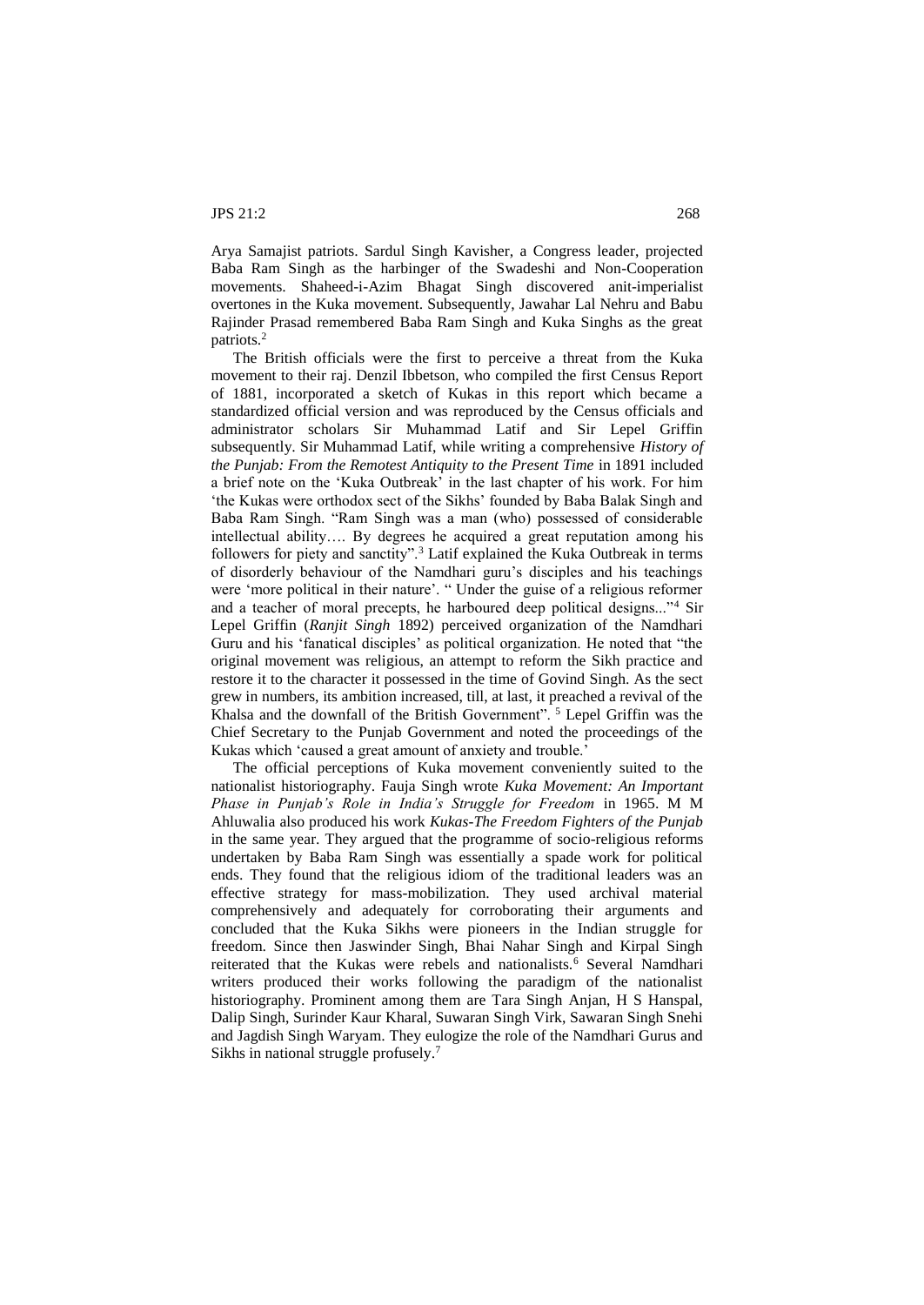Arya Samajist patriots. Sardul Singh Kavisher, a Congress leader, projected Baba Ram Singh as the harbinger of the Swadeshi and Non-Cooperation movements. Shaheed-i-Azim Bhagat Singh discovered anit-imperialist overtones in the Kuka movement. Subsequently, Jawahar Lal Nehru and Babu Rajinder Prasad remembered Baba Ram Singh and Kuka Singhs as the great patriots.[2]

The British officials were the first to perceive a threat from the Kuka movement to their raj. Denzil Ibbetson, who compiled the first Census Report of 1881, incorporated a sketch of Kukas in this report which became a standardized official version and was reproduced by the Census officials and administrator scholars Sir Muhammad Latif and Sir Lepel Griffin subsequently. Sir Muhammad Latif, while writing a comprehensive *History of the Punjab: From the Remotest Antiquity to the Present Time* in 1891 included a brief note on the 'Kuka Outbreak' in the last chapter of his work. For him 'the Kukas were orthodox sect of the Sikhs' founded by Baba Balak Singh and Baba Ram Singh. "Ram Singh was a man (who) possessed of considerable intellectual ability…. By degrees he acquired a great reputation among his followers for piety and sanctity".[3] Latif explained the Kuka Outbreak in terms of disorderly behaviour of the Namdhari guru's disciples and his teachings were 'more political in their nature'. " Under the guise of a religious reformer and a teacher of moral precepts, he harboured deep political designs..."[4] Sir Lepel Griffin (*Ranjit Singh* 1892) perceived organization of the Namdhari Guru and his 'fanatical disciples' as political organization. He noted that "the original movement was religious, an attempt to reform the Sikh practice and restore it to the character it possessed in the time of Govind Singh. As the sect grew in numbers, its ambition increased, till, at last, it preached a revival of the Khalsa and the downfall of the British Government". [5] Lepel Griffin was the Chief Secretary to the Punjab Government and noted the proceedings of the Kukas which 'caused a great amount of anxiety and trouble.'

The official perceptions of Kuka movement conveniently suited to the nationalist historiography. Fauja Singh wrote *Kuka Movement: An Important Phase in Punjab's Role in India's Struggle for Freedom* in 1965. M M Ahluwalia also produced his work *Kukas-The Freedom Fighters of the Punjab* in the same year. They argued that the programme of socio-religious reforms undertaken by Baba Ram Singh was essentially a spade work for political ends. They found that the religious idiom of the traditional leaders was an effective strategy for mass-mobilization. They used archival material comprehensively and adequately for corroborating their arguments and concluded that the Kuka Sikhs were pioneers in the Indian struggle for freedom. Since then Jaswinder Singh, Bhai Nahar Singh and Kirpal Singh reiterated that the Kukas were rebels and nationalists.[6] Several Namdhari writers produced their works following the paradigm of the nationalist historiography. Prominent among them are Tara Singh Anjan, H S Hanspal, Dalip Singh, Surinder Kaur Kharal, Suwaran Singh Virk, Sawaran Singh Snehi and Jagdish Singh Waryam. They eulogize the role of the Namdhari Gurus and Sikhs in national struggle profusely.[7]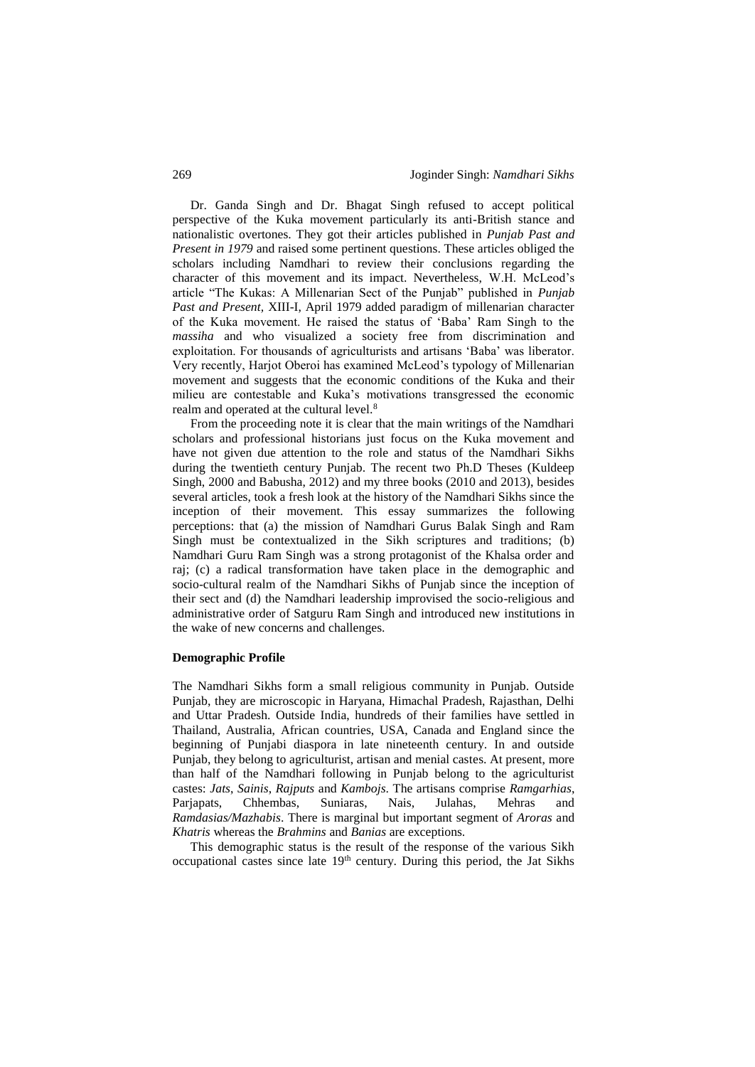Dr. Ganda Singh and Dr. Bhagat Singh refused to accept political perspective of the Kuka movement particularly its anti-British stance and nationalistic overtones. They got their articles published in *Punjab Past and Present in 1979* and raised some pertinent questions. These articles obliged the scholars including Namdhari to review their conclusions regarding the character of this movement and its impact. Nevertheless, W.H. McLeod's article "The Kukas: A Millenarian Sect of the Punjab" published in *Punjab Past and Present,* XIII-I, April 1979 added paradigm of millenarian character of the Kuka movement. He raised the status of 'Baba' Ram Singh to the *massiha* and who visualized a society free from discrimination and exploitation. For thousands of agriculturists and artisans 'Baba' was liberator. Very recently, Harjot Oberoi has examined McLeod's typology of Millenarian movement and suggests that the economic conditions of the Kuka and their milieu are contestable and Kuka's motivations transgressed the economic realm and operated at the cultural level.[8]

From the proceeding note it is clear that the main writings of the Namdhari scholars and professional historians just focus on the Kuka movement and have not given due attention to the role and status of the Namdhari Sikhs during the twentieth century Punjab. The recent two Ph.D Theses (Kuldeep Singh, 2000 and Babusha, 2012) and my three books (2010 and 2013), besides several articles, took a fresh look at the history of the Namdhari Sikhs since the inception of their movement. This essay summarizes the following perceptions: that (a) the mission of Namdhari Gurus Balak Singh and Ram Singh must be contextualized in the Sikh scriptures and traditions; (b) Namdhari Guru Ram Singh was a strong protagonist of the Khalsa order and raj; (c) a radical transformation have taken place in the demographic and socio-cultural realm of the Namdhari Sikhs of Punjab since the inception of their sect and (d) the Namdhari leadership improvised the socio-religious and administrative order of Satguru Ram Singh and introduced new institutions in the wake of new concerns and challenges.

**Demographic Profile**

The Namdhari Sikhs form a small religious community in Punjab. Outside Punjab, they are microscopic in Haryana, Himachal Pradesh, Rajasthan, Delhi and Uttar Pradesh. Outside India, hundreds of their families have settled in Thailand, Australia, African countries, USA, Canada and England since the beginning of Punjabi diaspora in late nineteenth century. In and outside Punjab, they belong to agriculturist, artisan and menial castes. At present, more than half of the Namdhari following in Punjab belong to the agriculturist castes: *Jats, Sainis, Rajputs* and *Kambojs*. The artisans comprise *Ramgarhias,* Parjapats, Chhembas, Suniaras, Nais, Julahas, Mehras and *Ramdasias/Mazhabis*. There is marginal but important segment of *Aroras* and *Khatris* whereas the *Brahmins* and *Banias* are exceptions.

This demographic status is the result of the response of the various Sikh occupational castes since late 19th century. During this period, the Jat Sikhs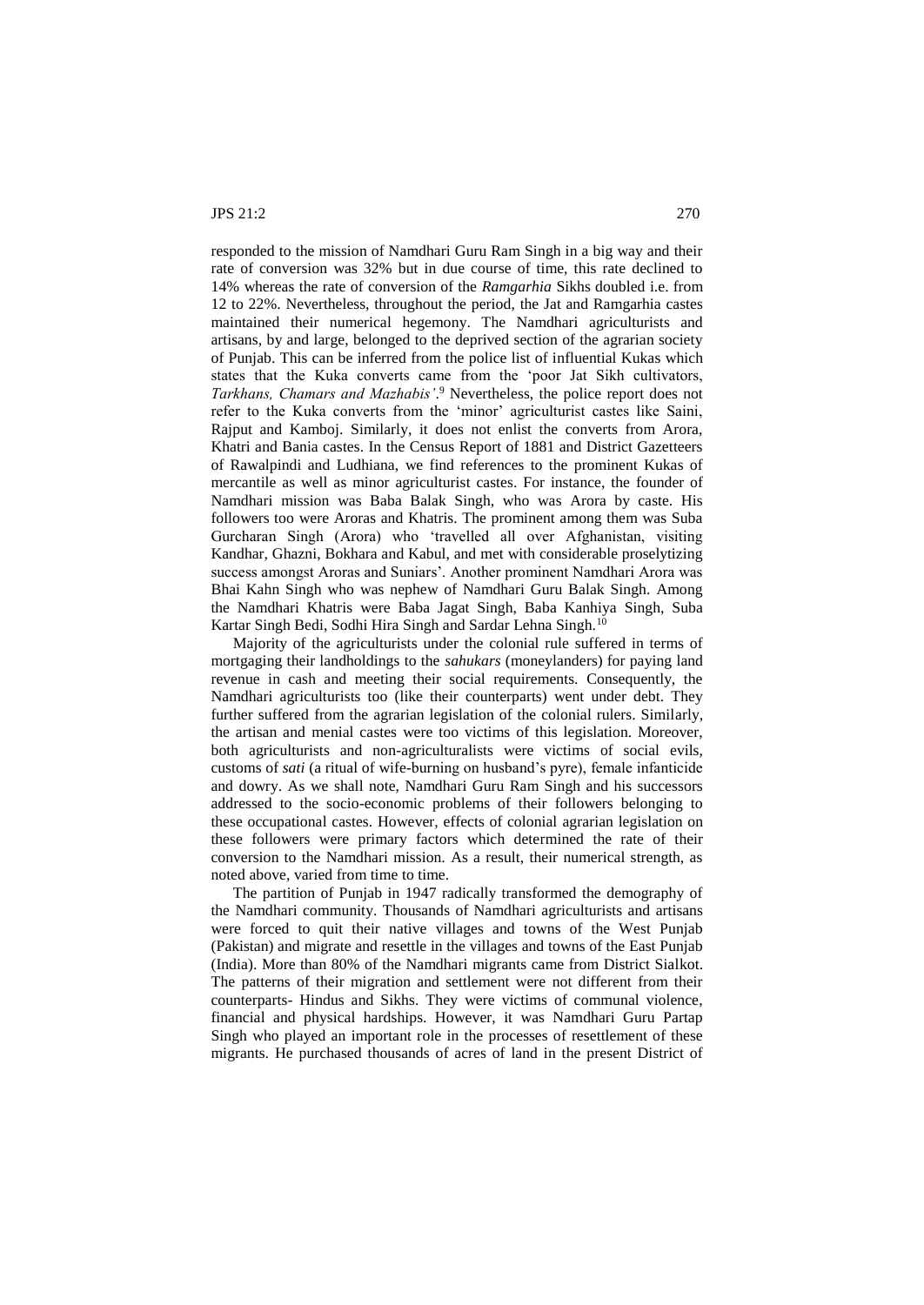responded to the mission of Namdhari Guru Ram Singh in a big way and their rate of conversion was 32% but in due course of time, this rate declined to 14% whereas the rate of conversion of the *Ramgarhia* Sikhs doubled i.e. from 12 to 22%. Nevertheless, throughout the period, the Jat and Ramgarhia castes maintained their numerical hegemony. The Namdhari agriculturists and artisans, by and large, belonged to the deprived section of the agrarian society of Punjab. This can be inferred from the police list of influential Kukas which states that the Kuka converts came from the 'poor Jat Sikh cultivators, *Tarkhans, Chamars and Mazhabis'*.[9] Nevertheless, the police report does not refer to the Kuka converts from the 'minor' agriculturist castes like Saini, Rajput and Kamboj. Similarly, it does not enlist the converts from Arora, Khatri and Bania castes. In the Census Report of 1881 and District Gazetteers of Rawalpindi and Ludhiana, we find references to the prominent Kukas of mercantile as well as minor agriculturist castes. For instance, the founder of Namdhari mission was Baba Balak Singh, who was Arora by caste. His followers too were Aroras and Khatris. The prominent among them was Suba Gurcharan Singh (Arora) who 'travelled all over Afghanistan, visiting Kandhar, Ghazni, Bokhara and Kabul, and met with considerable proselytizing success amongst Aroras and Suniars'. Another prominent Namdhari Arora was Bhai Kahn Singh who was nephew of Namdhari Guru Balak Singh. Among the Namdhari Khatris were Baba Jagat Singh, Baba Kanhiya Singh, Suba Kartar Singh Bedi, Sodhi Hira Singh and Sardar Lehna Singh.[10]

Majority of the agriculturists under the colonial rule suffered in terms of mortgaging their landholdings to the *sahukars* (moneylanders) for paying land revenue in cash and meeting their social requirements. Consequently, the Namdhari agriculturists too (like their counterparts) went under debt. They further suffered from the agrarian legislation of the colonial rulers. Similarly, the artisan and menial castes were too victims of this legislation. Moreover, both agriculturists and non-agriculturalists were victims of social evils, customs of *sati* (a ritual of wife-burning on husband's pyre), female infanticide and dowry. As we shall note, Namdhari Guru Ram Singh and his successors addressed to the socio-economic problems of their followers belonging to these occupational castes. However, effects of colonial agrarian legislation on these followers were primary factors which determined the rate of their conversion to the Namdhari mission. As a result, their numerical strength, as noted above, varied from time to time.

The partition of Punjab in 1947 radically transformed the demography of the Namdhari community. Thousands of Namdhari agriculturists and artisans were forced to quit their native villages and towns of the West Punjab (Pakistan) and migrate and resettle in the villages and towns of the East Punjab (India). More than 80% of the Namdhari migrants came from District Sialkot. The patterns of their migration and settlement were not different from their counterparts- Hindus and Sikhs. They were victims of communal violence, financial and physical hardships. However, it was Namdhari Guru Partap Singh who played an important role in the processes of resettlement of these migrants. He purchased thousands of acres of land in the present District of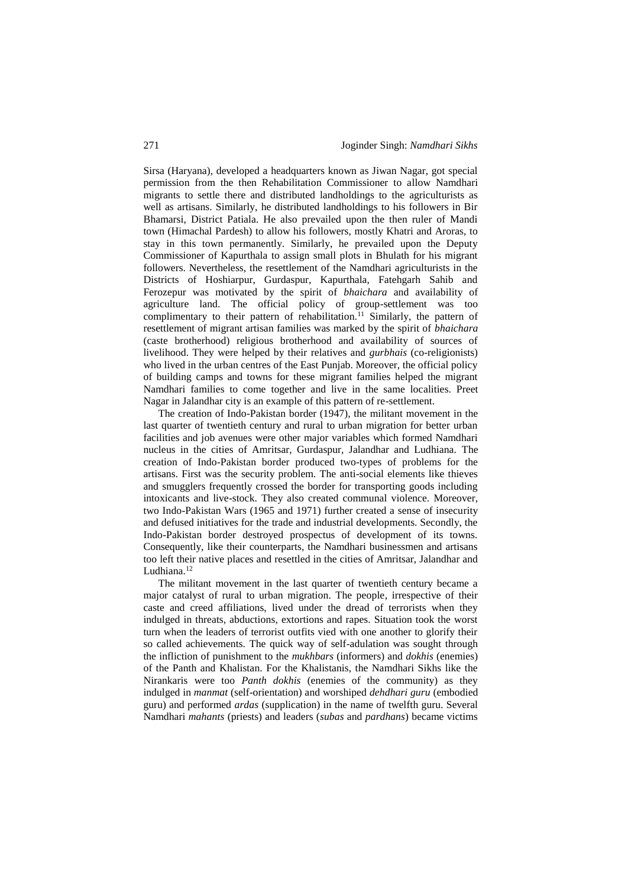Sirsa (Haryana), developed a headquarters known as Jiwan Nagar, got special permission from the then Rehabilitation Commissioner to allow Namdhari migrants to settle there and distributed landholdings to the agriculturists as well as artisans. Similarly, he distributed landholdings to his followers in Bir Bhamarsi, District Patiala. He also prevailed upon the then ruler of Mandi town (Himachal Pardesh) to allow his followers, mostly Khatri and Aroras, to stay in this town permanently. Similarly, he prevailed upon the Deputy Commissioner of Kapurthala to assign small plots in Bhulath for his migrant followers. Nevertheless, the resettlement of the Namdhari agriculturists in the Districts of Hoshiarpur, Gurdaspur, Kapurthala, Fatehgarh Sahib and Ferozepur was motivated by the spirit of *bhaichara* and availability of agriculture land. The official policy of group-settlement was too complimentary to their pattern of rehabilitation.[11] Similarly, the pattern of resettlement of migrant artisan families was marked by the spirit of *bhaichara* (caste brotherhood) religious brotherhood and availability of sources of livelihood. They were helped by their relatives and *gurbhais* (co-religionists) who lived in the urban centres of the East Punjab. Moreover, the official policy of building camps and towns for these migrant families helped the migrant Namdhari families to come together and live in the same localities. Preet Nagar in Jalandhar city is an example of this pattern of re-settlement.

The creation of Indo-Pakistan border (1947), the militant movement in the last quarter of twentieth century and rural to urban migration for better urban facilities and job avenues were other major variables which formed Namdhari nucleus in the cities of Amritsar, Gurdaspur, Jalandhar and Ludhiana. The creation of Indo-Pakistan border produced two-types of problems for the artisans. First was the security problem. The anti-social elements like thieves and smugglers frequently crossed the border for transporting goods including intoxicants and live-stock. They also created communal violence. Moreover, two Indo-Pakistan Wars (1965 and 1971) further created a sense of insecurity and defused initiatives for the trade and industrial developments. Secondly, the Indo-Pakistan border destroyed prospectus of development of its towns. Consequently, like their counterparts, the Namdhari businessmen and artisans too left their native places and resettled in the cities of Amritsar, Jalandhar and Ludhiana.[12]

The militant movement in the last quarter of twentieth century became a major catalyst of rural to urban migration. The people, irrespective of their caste and creed affiliations, lived under the dread of terrorists when they indulged in threats, abductions, extortions and rapes. Situation took the worst turn when the leaders of terrorist outfits vied with one another to glorify their so called achievements. The quick way of self-adulation was sought through the infliction of punishment to the *mukhbars* (informers) and *dokhis* (enemies) of the Panth and Khalistan. For the Khalistanis, the Namdhari Sikhs like the Nirankaris were too *Panth dokhis* (enemies of the community) as they indulged in *manmat* (self-orientation) and worshiped *dehdhari guru* (embodied guru) and performed *ardas* (supplication) in the name of twelfth guru. Several Namdhari *mahants* (priests) and leaders (*subas* and *pardhans*) became victims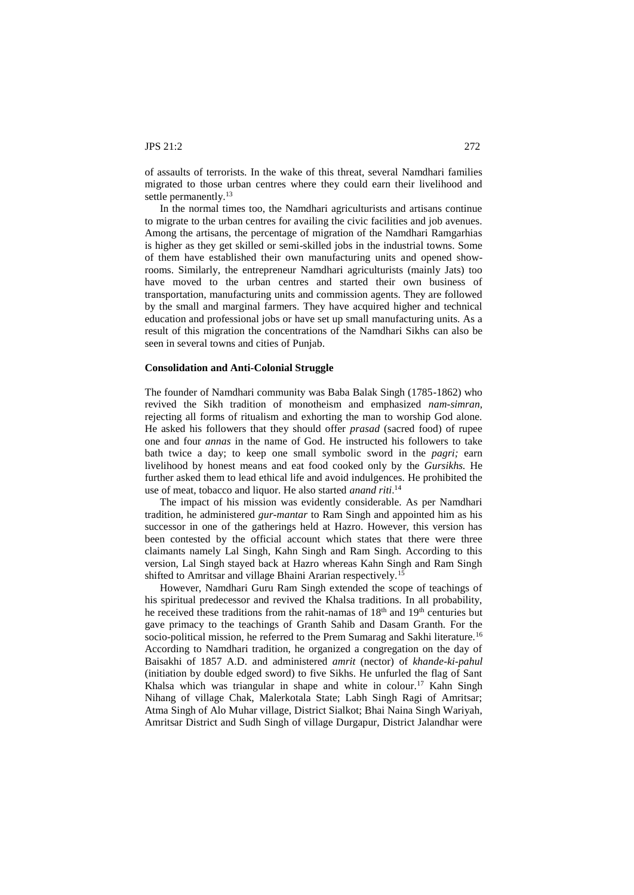of assaults of terrorists. In the wake of this threat, several Namdhari families migrated to those urban centres where they could earn their livelihood and settle permanently.[13]

In the normal times too, the Namdhari agriculturists and artisans continue to migrate to the urban centres for availing the civic facilities and job avenues. Among the artisans, the percentage of migration of the Namdhari Ramgarhias is higher as they get skilled or semi-skilled jobs in the industrial towns. Some of them have established their own manufacturing units and opened show-rooms. Similarly, the entrepreneur Namdhari agriculturists (mainly Jats) too have moved to the urban centres and started their own business of transportation, manufacturing units and commission agents. They are followed by the small and marginal farmers. They have acquired higher and technical education and professional jobs or have set up small manufacturing units. As a result of this migration the concentrations of the Namdhari Sikhs can also be seen in several towns and cities of Punjab.

**Consolidation and Anti-Colonial Struggle**

The founder of Namdhari community was Baba Balak Singh (1785-1862) who revived the Sikh tradition of monotheism and emphasized *nam-simran*, rejecting all forms of ritualism and exhorting the man to worship God alone. He asked his followers that they should offer *prasad* (sacred food) of rupee one and four *annas* in the name of God. He instructed his followers to take bath twice a day; to keep one small symbolic sword in the *pagri;* earn livelihood by honest means and eat food cooked only by the *Gursikhs.* He further asked them to lead ethical life and avoid indulgences. He prohibited the use of meat, tobacco and liquor. He also started *anand riti*.[14]

The impact of his mission was evidently considerable. As per Namdhari tradition, he administered *gur-mantar* to Ram Singh and appointed him as his successor in one of the gatherings held at Hazro. However, this version has been contested by the official account which states that there were three claimants namely Lal Singh, Kahn Singh and Ram Singh. According to this version, Lal Singh stayed back at Hazro whereas Kahn Singh and Ram Singh shifted to Amritsar and village Bhaini Ararian respectively.[15]

However, Namdhari Guru Ram Singh extended the scope of teachings of his spiritual predecessor and revived the Khalsa traditions. In all probability, he received these traditions from the rahit-namas of 18th and 19th centuries but gave primacy to the teachings of Granth Sahib and Dasam Granth. For the socio-political mission, he referred to the Prem Sumarag and Sakhi literature.[16] According to Namdhari tradition, he organized a congregation on the day of Baisakhi of 1857 A.D. and administered *amrit* (nector) of *khande-ki-pahul* (initiation by double edged sword) to five Sikhs. He unfurled the flag of Sant Khalsa which was triangular in shape and white in colour.[17] Kahn Singh Nihang of village Chak, Malerkotala State; Labh Singh Ragi of Amritsar; Atma Singh of Alo Muhar village, District Sialkot; Bhai Naina Singh Wariyah, Amritsar District and Sudh Singh of village Durgapur, District Jalandhar were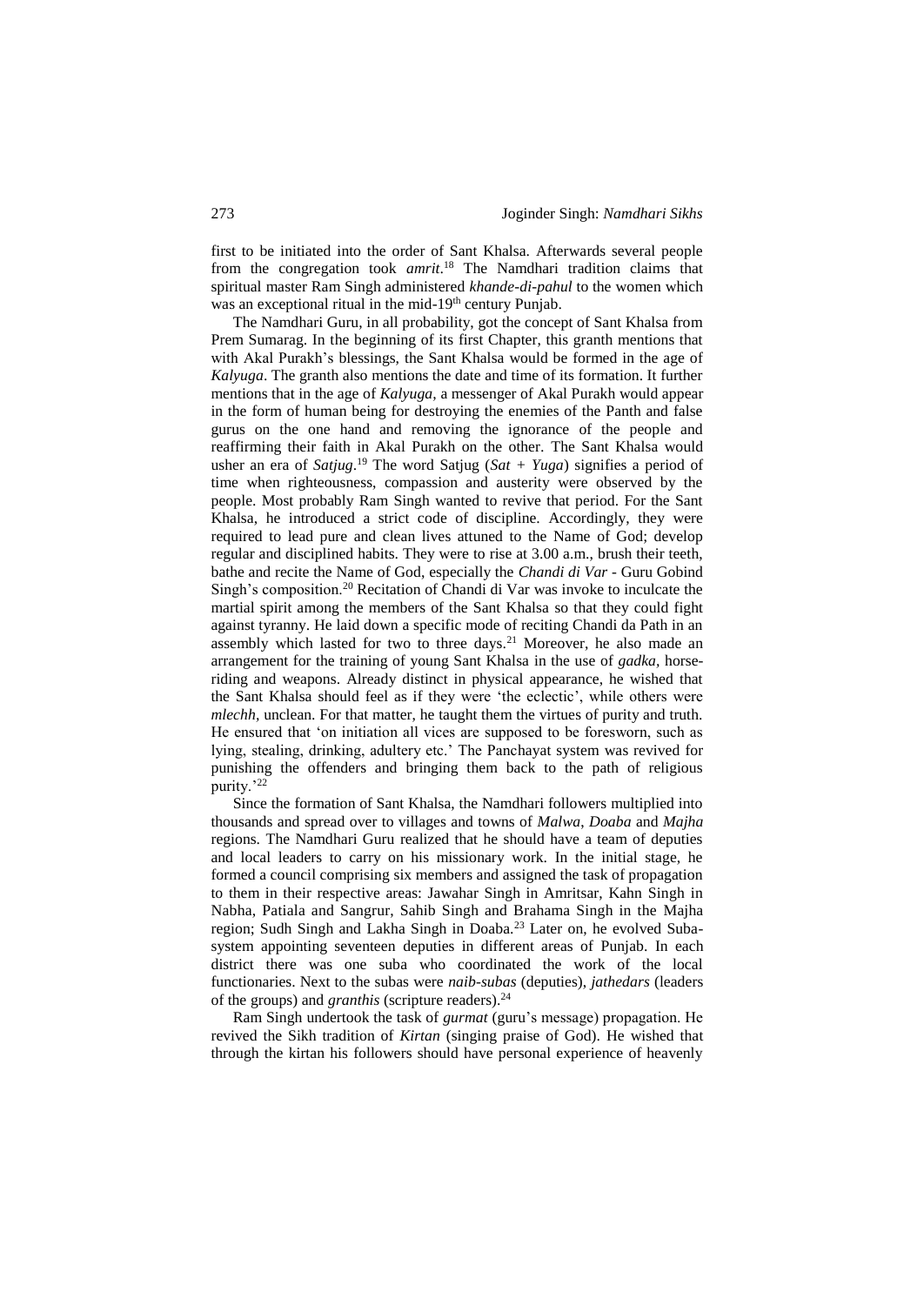first to be initiated into the order of Sant Khalsa. Afterwards several people from the congregation took *amrit*.[18] The Namdhari tradition claims that spiritual master Ram Singh administered *khande-di-pahul* to the women which was an exceptional ritual in the mid-19th century Punjab.

The Namdhari Guru, in all probability, got the concept of Sant Khalsa from Prem Sumarag. In the beginning of its first Chapter, this granth mentions that with Akal Purakh's blessings, the Sant Khalsa would be formed in the age of *Kalyuga*. The granth also mentions the date and time of its formation. It further mentions that in the age of *Kalyuga,* a messenger of Akal Purakh would appear in the form of human being for destroying the enemies of the Panth and false gurus on the one hand and removing the ignorance of the people and reaffirming their faith in Akal Purakh on the other. The Sant Khalsa would usher an era of *Satjug*.[19] The word Satjug (*Sat + Yuga*) signifies a period of time when righteousness, compassion and austerity were observed by the people. Most probably Ram Singh wanted to revive that period. For the Sant Khalsa, he introduced a strict code of discipline. Accordingly, they were required to lead pure and clean lives attuned to the Name of God; develop regular and disciplined habits. They were to rise at 3.00 a.m., brush their teeth, bathe and recite the Name of God, especially the *Chandi di Var* - Guru Gobind Singh's composition.[20] Recitation of Chandi di Var was invoke to inculcate the martial spirit among the members of the Sant Khalsa so that they could fight against tyranny. He laid down a specific mode of reciting Chandi da Path in an assembly which lasted for two to three days.[21] Moreover, he also made an arrangement for the training of young Sant Khalsa in the use of *gadka*, horse-riding and weapons. Already distinct in physical appearance, he wished that the Sant Khalsa should feel as if they were 'the eclectic', while others were *mlechh*, unclean. For that matter, he taught them the virtues of purity and truth. He ensured that 'on initiation all vices are supposed to be foresworn, such as lying, stealing, drinking, adultery etc.' The Panchayat system was revived for punishing the offenders and bringing them back to the path of religious purity.'[22]

Since the formation of Sant Khalsa, the Namdhari followers multiplied into thousands and spread over to villages and towns of *Malwa*, *Doaba* and *Majha* regions. The Namdhari Guru realized that he should have a team of deputies and local leaders to carry on his missionary work. In the initial stage, he formed a council comprising six members and assigned the task of propagation to them in their respective areas: Jawahar Singh in Amritsar, Kahn Singh in Nabha, Patiala and Sangrur, Sahib Singh and Brahama Singh in the Majha region; Sudh Singh and Lakha Singh in Doaba.[23] Later on, he evolved Suba-system appointing seventeen deputies in different areas of Punjab. In each district there was one suba who coordinated the work of the local functionaries. Next to the subas were *naib-subas* (deputies), *jathedars* (leaders of the groups) and *granthis* (scripture readers).[24]

Ram Singh undertook the task of *gurmat* (guru's message) propagation. He revived the Sikh tradition of *Kirtan* (singing praise of God). He wished that through the kirtan his followers should have personal experience of heavenly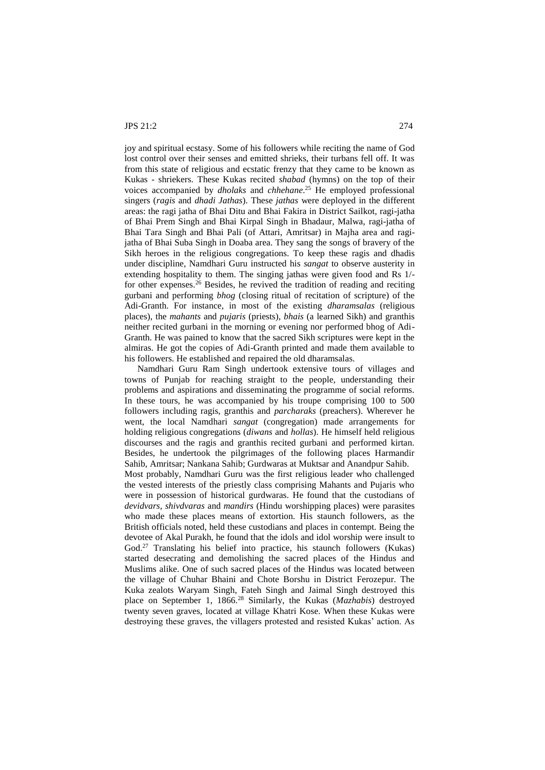joy and spiritual ecstasy. Some of his followers while reciting the name of God lost control over their senses and emitted shrieks, their turbans fell off. It was from this state of religious and ecstatic frenzy that they came to be known as Kukas - shriekers. These Kukas recited *shabad* (hymns) on the top of their voices accompanied by *dholaks* and *chhehane*.[25] He employed professional singers (*ragis* and *dhadi Jathas*). These *jathas* were deployed in the different areas: the ragi jatha of Bhai Ditu and Bhai Fakira in District Sailkot, ragi-jatha of Bhai Prem Singh and Bhai Kirpal Singh in Bhadaur, Malwa, ragi-jatha of Bhai Tara Singh and Bhai Pali (of Attari, Amritsar) in Majha area and ragi-jatha of Bhai Suba Singh in Doaba area. They sang the songs of bravery of the Sikh heroes in the religious congregations. To keep these ragis and dhadis under discipline, Namdhari Guru instructed his *sangat* to observe austerity in extending hospitality to them. The singing jathas were given food and Rs 1/- for other expenses.[26] Besides, he revived the tradition of reading and reciting gurbani and performing *bhog* (closing ritual of recitation of scripture) of the Adi-Granth. For instance, in most of the existing *dharamsalas* (religious places), the *mahants* and *pujaris* (priests), *bhais* (a learned Sikh) and granthis neither recited gurbani in the morning or evening nor performed bhog of Adi-Granth. He was pained to know that the sacred Sikh scriptures were kept in the almiras. He got the copies of Adi-Granth printed and made them available to his followers. He established and repaired the old dharamsalas.

Namdhari Guru Ram Singh undertook extensive tours of villages and towns of Punjab for reaching straight to the people, understanding their problems and aspirations and disseminating the programme of social reforms. In these tours, he was accompanied by his troupe comprising 100 to 500 followers including ragis, granthis and *parcharaks* (preachers). Wherever he went, the local Namdhari *sangat* (congregation) made arrangements for holding religious congregations (*diwans* and *hollas*). He himself held religious discourses and the ragis and granthis recited gurbani and performed kirtan. Besides, he undertook the pilgrimages of the following places Harmandir Sahib, Amritsar; Nankana Sahib; Gurdwaras at Muktsar and Anandpur Sahib.

Most probably, Namdhari Guru was the first religious leader who challenged the vested interests of the priestly class comprising Mahants and Pujaris who were in possession of historical gurdwaras. He found that the custodians of *devidvars*, *shivdvaras* and *mandirs* (Hindu worshipping places) were parasites who made these places means of extortion. His staunch followers, as the British officials noted, held these custodians and places in contempt. Being the devotee of Akal Purakh, he found that the idols and idol worship were insult to God.[27] Translating his belief into practice, his staunch followers (Kukas) started desecrating and demolishing the sacred places of the Hindus and Muslims alike. One of such sacred places of the Hindus was located between the village of Chuhar Bhaini and Chote Borshu in District Ferozepur. The Kuka zealots Waryam Singh, Fateh Singh and Jaimal Singh destroyed this place on September 1, 1866.[28] Similarly, the Kukas (*Mazhabis*) destroyed twenty seven graves, located at village Khatri Kose. When these Kukas were destroying these graves, the villagers protested and resisted Kukas' action. As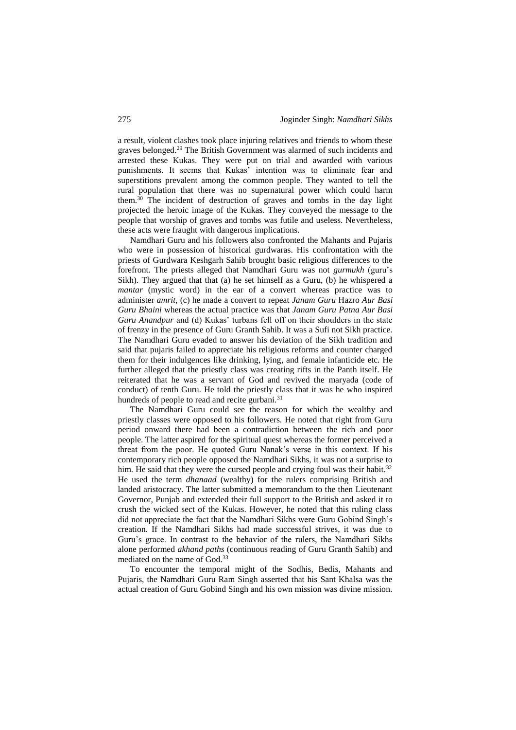a result, violent clashes took place injuring relatives and friends to whom these graves belonged.[29] The British Government was alarmed of such incidents and arrested these Kukas. They were put on trial and awarded with various punishments. It seems that Kukas' intention was to eliminate fear and superstitions prevalent among the common people. They wanted to tell the rural population that there was no supernatural power which could harm them.[30] The incident of destruction of graves and tombs in the day light projected the heroic image of the Kukas. They conveyed the message to the people that worship of graves and tombs was futile and useless. Nevertheless, these acts were fraught with dangerous implications.

Namdhari Guru and his followers also confronted the Mahants and Pujaris who were in possession of historical gurdwaras. His confrontation with the priests of Gurdwara Keshgarh Sahib brought basic religious differences to the forefront. The priests alleged that Namdhari Guru was not *gurmukh* (guru's Sikh). They argued that that (a) he set himself as a Guru, (b) he whispered a *mantar* (mystic word) in the ear of a convert whereas practice was to administer *amrit*, (c) he made a convert to repeat *Janam Guru* Hazro *Aur Basi Guru Bhaini* whereas the actual practice was that *Janam Guru Patna Aur Basi Guru Anandpur* and (d) Kukas' turbans fell off on their shoulders in the state of frenzy in the presence of Guru Granth Sahib. It was a Sufi not Sikh practice. The Namdhari Guru evaded to answer his deviation of the Sikh tradition and said that pujaris failed to appreciate his religious reforms and counter charged them for their indulgences like drinking, lying, and female infanticide etc. He further alleged that the priestly class was creating rifts in the Panth itself. He reiterated that he was a servant of God and revived the maryada (code of conduct) of tenth Guru. He told the priestly class that it was he who inspired hundreds of people to read and recite gurbani.[31]

The Namdhari Guru could see the reason for which the wealthy and priestly classes were opposed to his followers. He noted that right from Guru period onward there had been a contradiction between the rich and poor people. The latter aspired for the spiritual quest whereas the former perceived a threat from the poor. He quoted Guru Nanak's verse in this context. If his contemporary rich people opposed the Namdhari Sikhs, it was not a surprise to him. He said that they were the cursed people and crying foul was their habit.[32] He used the term *dhanaad* (wealthy) for the rulers comprising British and landed aristocracy. The latter submitted a memorandum to the then Lieutenant Governor, Punjab and extended their full support to the British and asked it to crush the wicked sect of the Kukas. However, he noted that this ruling class did not appreciate the fact that the Namdhari Sikhs were Guru Gobind Singh's creation. If the Namdhari Sikhs had made successful strives, it was due to Guru's grace. In contrast to the behavior of the rulers, the Namdhari Sikhs alone performed *akhand paths* (continuous reading of Guru Granth Sahib) and mediated on the name of God.[33]

To encounter the temporal might of the Sodhis, Bedis, Mahants and Pujaris, the Namdhari Guru Ram Singh asserted that his Sant Khalsa was the actual creation of Guru Gobind Singh and his own mission was divine mission.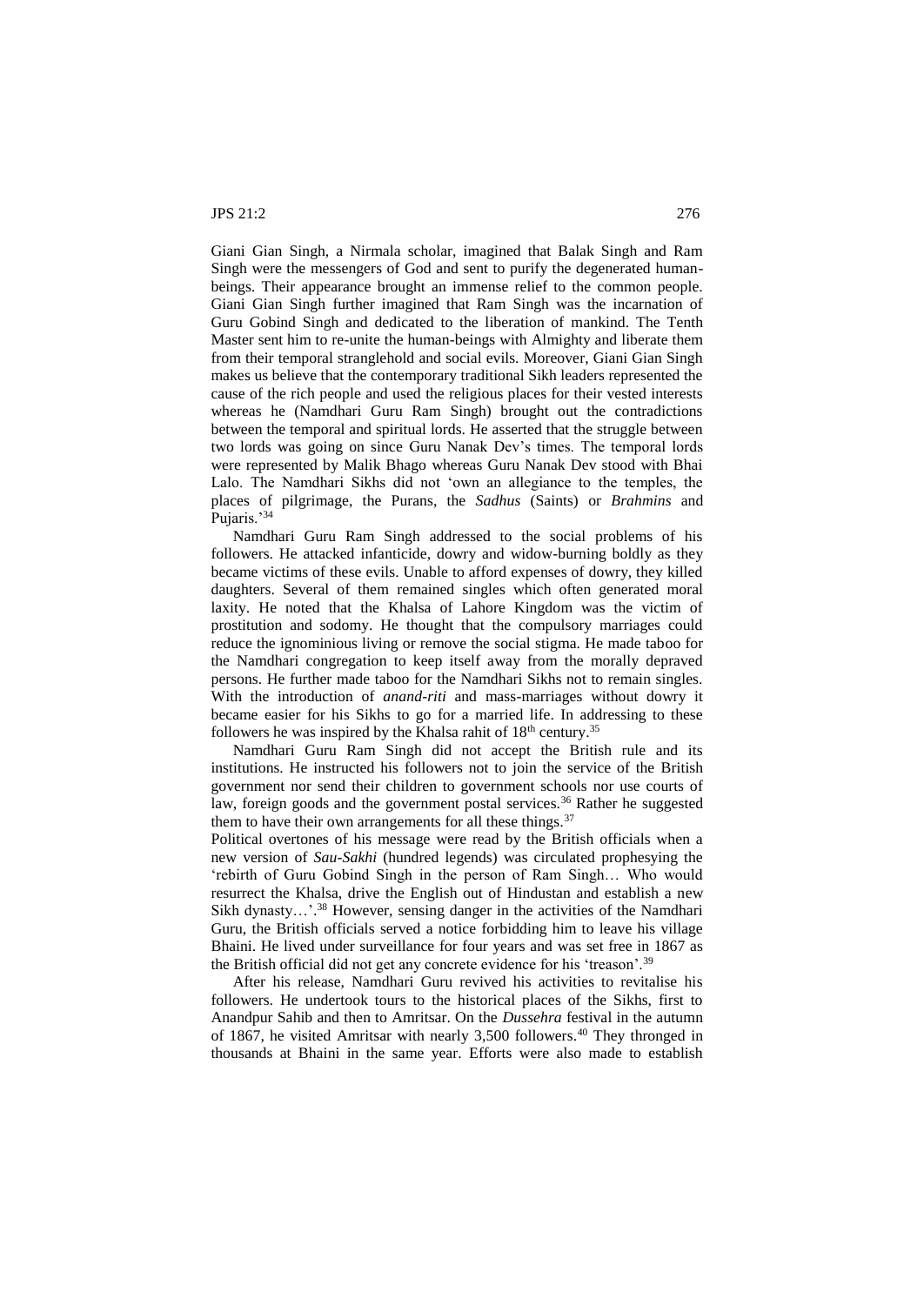Giani Gian Singh, a Nirmala scholar, imagined that Balak Singh and Ram Singh were the messengers of God and sent to purify the degenerated human-beings. Their appearance brought an immense relief to the common people. Giani Gian Singh further imagined that Ram Singh was the incarnation of Guru Gobind Singh and dedicated to the liberation of mankind. The Tenth Master sent him to re-unite the human-beings with Almighty and liberate them from their temporal stranglehold and social evils. Moreover, Giani Gian Singh makes us believe that the contemporary traditional Sikh leaders represented the cause of the rich people and used the religious places for their vested interests whereas he (Namdhari Guru Ram Singh) brought out the contradictions between the temporal and spiritual lords. He asserted that the struggle between two lords was going on since Guru Nanak Dev's times. The temporal lords were represented by Malik Bhago whereas Guru Nanak Dev stood with Bhai Lalo. The Namdhari Sikhs did not 'own an allegiance to the temples, the places of pilgrimage, the Purans, the *Sadhus* (Saints) or *Brahmins* and Pujaris.'[34]

Namdhari Guru Ram Singh addressed to the social problems of his followers. He attacked infanticide, dowry and widow-burning boldly as they became victims of these evils. Unable to afford expenses of dowry, they killed daughters. Several of them remained singles which often generated moral laxity. He noted that the Khalsa of Lahore Kingdom was the victim of prostitution and sodomy. He thought that the compulsory marriages could reduce the ignominious living or remove the social stigma. He made taboo for the Namdhari congregation to keep itself away from the morally depraved persons. He further made taboo for the Namdhari Sikhs not to remain singles. With the introduction of *anand-riti* and mass-marriages without dowry it became easier for his Sikhs to go for a married life. In addressing to these followers he was inspired by the Khalsa rahit of 18th century.[35]

Namdhari Guru Ram Singh did not accept the British rule and its institutions. He instructed his followers not to join the service of the British government nor send their children to government schools nor use courts of law, foreign goods and the government postal services.[36] Rather he suggested them to have their own arrangements for all these things.[37]

Political overtones of his message were read by the British officials when a new version of *Sau-Sakhi* (hundred legends) was circulated prophesying the 'rebirth of Guru Gobind Singh in the person of Ram Singh… Who would resurrect the Khalsa, drive the English out of Hindustan and establish a new Sikh dynasty…'.[38] However, sensing danger in the activities of the Namdhari Guru, the British officials served a notice forbidding him to leave his village Bhaini. He lived under surveillance for four years and was set free in 1867 as the British official did not get any concrete evidence for his 'treason'.[39]

After his release, Namdhari Guru revived his activities to revitalise his followers. He undertook tours to the historical places of the Sikhs, first to Anandpur Sahib and then to Amritsar. On the *Dussehra* festival in the autumn of 1867, he visited Amritsar with nearly 3,500 followers.[40] They thronged in thousands at Bhaini in the same year. Efforts were also made to establish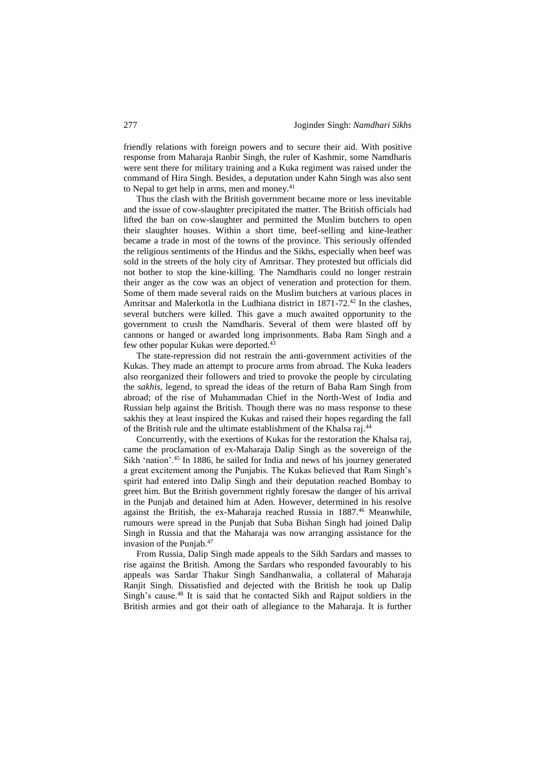friendly relations with foreign powers and to secure their aid. With positive response from Maharaja Ranbir Singh, the ruler of Kashmir, some Namdharis were sent there for military training and a Kuka regiment was raised under the command of Hira Singh. Besides, a deputation under Kahn Singh was also sent to Nepal to get help in arms, men and money.[41]

Thus the clash with the British government became more or less inevitable and the issue of cow-slaughter precipitated the matter. The British officials had lifted the ban on cow-slaughter and permitted the Muslim butchers to open their slaughter houses. Within a short time, beef-selling and kine-leather became a trade in most of the towns of the province. This seriously offended the religious sentiments of the Hindus and the Sikhs, especially when beef was sold in the streets of the holy city of Amritsar. They protested but officials did not bother to stop the kine-killing. The Namdharis could no longer restrain their anger as the cow was an object of veneration and protection for them. Some of them made several raids on the Muslim butchers at various places in Amritsar and Malerkotla in the Ludhiana district in 1871-72.[42] In the clashes, several butchers were killed. This gave a much awaited opportunity to the government to crush the Namdharis. Several of them were blasted off by cannons or hanged or awarded long imprisonments. Baba Ram Singh and a few other popular Kukas were deported.[43]

The state-repression did not restrain the anti-government activities of the Kukas. They made an attempt to procure arms from abroad. The Kuka leaders also reorganized their followers and tried to provoke the people by circulating the *sakhis*, legend, to spread the ideas of the return of Baba Ram Singh from abroad; of the rise of Muhammadan Chief in the North-West of India and Russian help against the British. Though there was no mass response to these sakhis they at least inspired the Kukas and raised their hopes regarding the fall of the British rule and the ultimate establishment of the Khalsa raj.[44]

Concurrently, with the exertions of Kukas for the restoration the Khalsa raj, came the proclamation of ex-Maharaja Dalip Singh as the sovereign of the Sikh 'nation'.[45] In 1886, he sailed for India and news of his journey generated a great excitement among the Punjabis. The Kukas believed that Ram Singh's spirit had entered into Dalip Singh and their deputation reached Bombay to greet him. But the British government rightly foresaw the danger of his arrival in the Punjab and detained him at Aden. However, determined in his resolve against the British, the ex-Maharaja reached Russia in 1887.[46] Meanwhile, rumours were spread in the Punjab that Suba Bishan Singh had joined Dalip Singh in Russia and that the Maharaja was now arranging assistance for the invasion of the Punjab.[47]

From Russia, Dalip Singh made appeals to the Sikh Sardars and masses to rise against the British. Among the Sardars who responded favourably to his appeals was Sardar Thakur Singh Sandhanwalia, a collateral of Maharaja Ranjit Singh. Dissatisfied and dejected with the British he took up Dalip Singh's cause.[48] It is said that he contacted Sikh and Rajput soldiers in the British armies and got their oath of allegiance to the Maharaja. It is further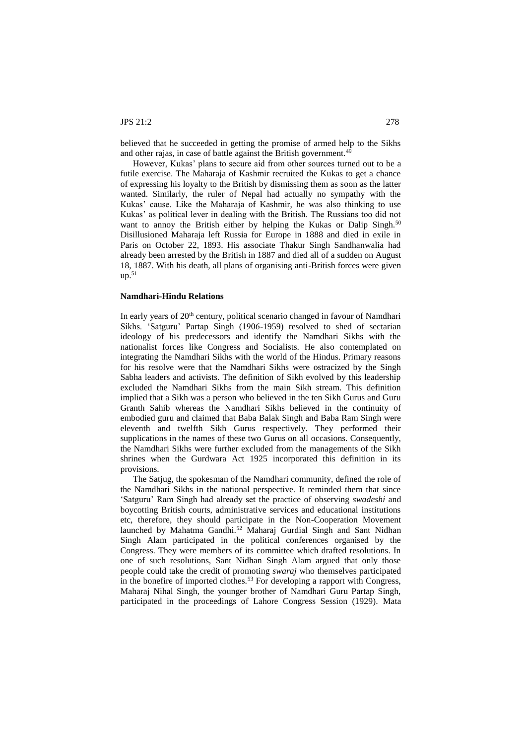believed that he succeeded in getting the promise of armed help to the Sikhs and other rajas, in case of battle against the British government.[49]

However, Kukas' plans to secure aid from other sources turned out to be a futile exercise. The Maharaja of Kashmir recruited the Kukas to get a chance of expressing his loyalty to the British by dismissing them as soon as the latter wanted. Similarly, the ruler of Nepal had actually no sympathy with the Kukas' cause. Like the Maharaja of Kashmir, he was also thinking to use Kukas' as political lever in dealing with the British. The Russians too did not want to annoy the British either by helping the Kukas or Dalip Singh.[50] Disillusioned Maharaja left Russia for Europe in 1888 and died in exile in Paris on October 22, 1893. His associate Thakur Singh Sandhanwalia had already been arrested by the British in 1887 and died all of a sudden on August 18, 1887. With his death, all plans of organising anti-British forces were given up.[51]

#### Namdhari-Hindu Relations

In early years of 20th century, political scenario changed in favour of Namdhari Sikhs. 'Satguru' Partap Singh (1906-1959) resolved to shed of sectarian ideology of his predecessors and identify the Namdhari Sikhs with the nationalist forces like Congress and Socialists. He also contemplated on integrating the Namdhari Sikhs with the world of the Hindus. Primary reasons for his resolve were that the Namdhari Sikhs were ostracized by the Singh Sabha leaders and activists. The definition of Sikh evolved by this leadership excluded the Namdhari Sikhs from the main Sikh stream. This definition implied that a Sikh was a person who believed in the ten Sikh Gurus and Guru Granth Sahib whereas the Namdhari Sikhs believed in the continuity of embodied guru and claimed that Baba Balak Singh and Baba Ram Singh were eleventh and twelfth Sikh Gurus respectively. They performed their supplications in the names of these two Gurus on all occasions. Consequently, the Namdhari Sikhs were further excluded from the managements of the Sikh shrines when the Gurdwara Act 1925 incorporated this definition in its provisions.

The Satjug, the spokesman of the Namdhari community, defined the role of the Namdhari Sikhs in the national perspective. It reminded them that since 'Satguru' Ram Singh had already set the practice of observing *swadeshi* and boycotting British courts, administrative services and educational institutions etc, therefore, they should participate in the Non-Cooperation Movement launched by Mahatma Gandhi.[52] Maharaj Gurdial Singh and Sant Nidhan Singh Alam participated in the political conferences organised by the Congress. They were members of its committee which drafted resolutions. In one of such resolutions, Sant Nidhan Singh Alam argued that only those people could take the credit of promoting *swaraj* who themselves participated in the bonefire of imported clothes.[53] For developing a rapport with Congress, Maharaj Nihal Singh, the younger brother of Namdhari Guru Partap Singh, participated in the proceedings of Lahore Congress Session (1929). Mata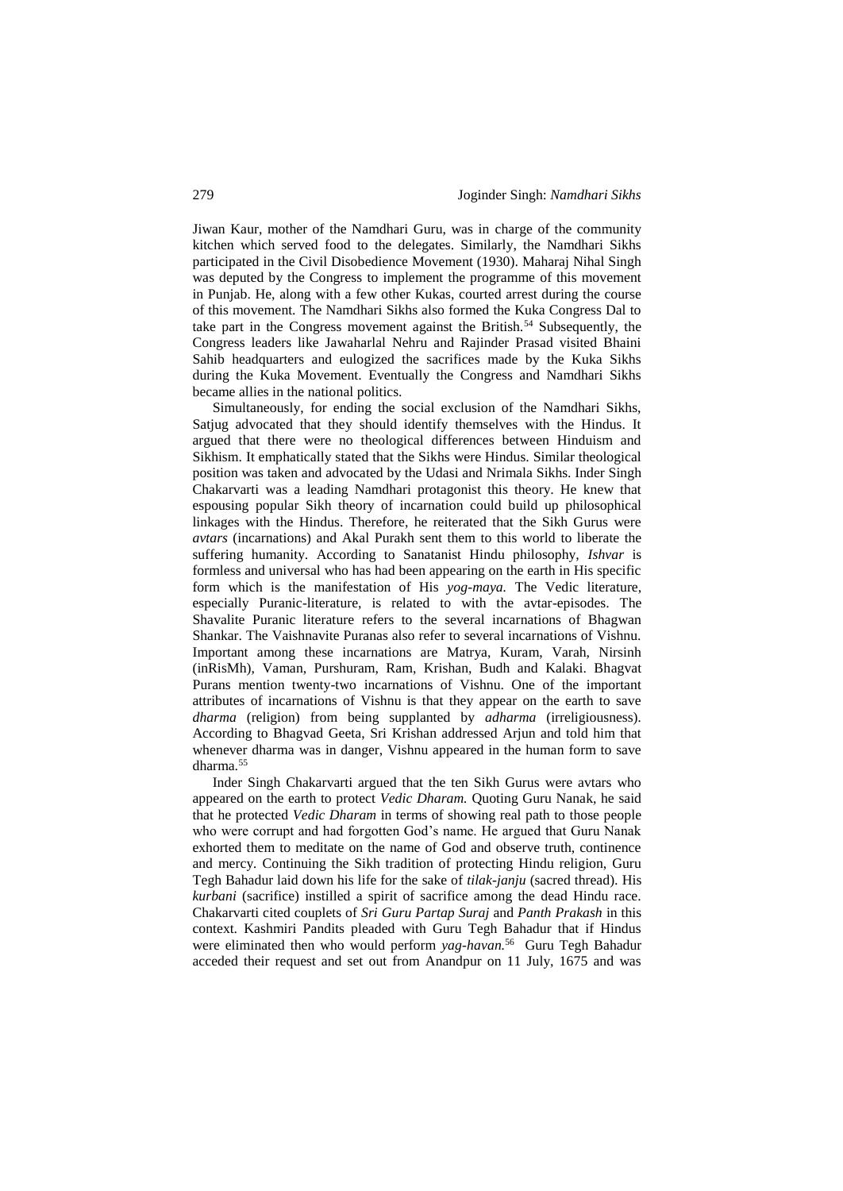Jiwan Kaur, mother of the Namdhari Guru, was in charge of the community kitchen which served food to the delegates. Similarly, the Namdhari Sikhs participated in the Civil Disobedience Movement (1930). Maharaj Nihal Singh was deputed by the Congress to implement the programme of this movement in Punjab. He, along with a few other Kukas, courted arrest during the course of this movement. The Namdhari Sikhs also formed the Kuka Congress Dal to take part in the Congress movement against the British.[54] Subsequently, the Congress leaders like Jawaharlal Nehru and Rajinder Prasad visited Bhaini Sahib headquarters and eulogized the sacrifices made by the Kuka Sikhs during the Kuka Movement. Eventually the Congress and Namdhari Sikhs became allies in the national politics.

Simultaneously, for ending the social exclusion of the Namdhari Sikhs, Satjug advocated that they should identify themselves with the Hindus. It argued that there were no theological differences between Hinduism and Sikhism. It emphatically stated that the Sikhs were Hindus. Similar theological position was taken and advocated by the Udasi and Nrimala Sikhs. Inder Singh Chakarvarti was a leading Namdhari protagonist this theory. He knew that espousing popular Sikh theory of incarnation could build up philosophical linkages with the Hindus. Therefore, he reiterated that the Sikh Gurus were *avtars* (incarnations) and Akal Purakh sent them to this world to liberate the suffering humanity. According to Sanatanist Hindu philosophy, *Ishvar* is formless and universal who has had been appearing on the earth in His specific form which is the manifestation of His *yog-maya.* The Vedic literature, especially Puranic-literature, is related to with the avtar-episodes. The Shavalite Puranic literature refers to the several incarnations of Bhagwan Shankar. The Vaishnavite Puranas also refer to several incarnations of Vishnu. Important among these incarnations are Matrya, Kuram, Varah, Nirsinh (inRisMh), Vaman, Purshuram, Ram, Krishan, Budh and Kalaki. Bhagvat Purans mention twenty-two incarnations of Vishnu. One of the important attributes of incarnations of Vishnu is that they appear on the earth to save *dharma* (religion) from being supplanted by *adharma* (irreligiousness). According to Bhagvad Geeta, Sri Krishan addressed Arjun and told him that whenever dharma was in danger, Vishnu appeared in the human form to save dharma.[55]

Inder Singh Chakarvarti argued that the ten Sikh Gurus were avtars who appeared on the earth to protect *Vedic Dharam.* Quoting Guru Nanak, he said that he protected *Vedic Dharam* in terms of showing real path to those people who were corrupt and had forgotten God's name. He argued that Guru Nanak exhorted them to meditate on the name of God and observe truth, continence and mercy. Continuing the Sikh tradition of protecting Hindu religion, Guru Tegh Bahadur laid down his life for the sake of *tilak-janju* (sacred thread). His *kurbani* (sacrifice) instilled a spirit of sacrifice among the dead Hindu race. Chakarvarti cited couplets of *Sri Guru Partap Suraj* and *Panth Prakash* in this context. Kashmiri Pandits pleaded with Guru Tegh Bahadur that if Hindus were eliminated then who would perform *yag-havan.*[56] Guru Tegh Bahadur acceded their request and set out from Anandpur on 11 July, 1675 and was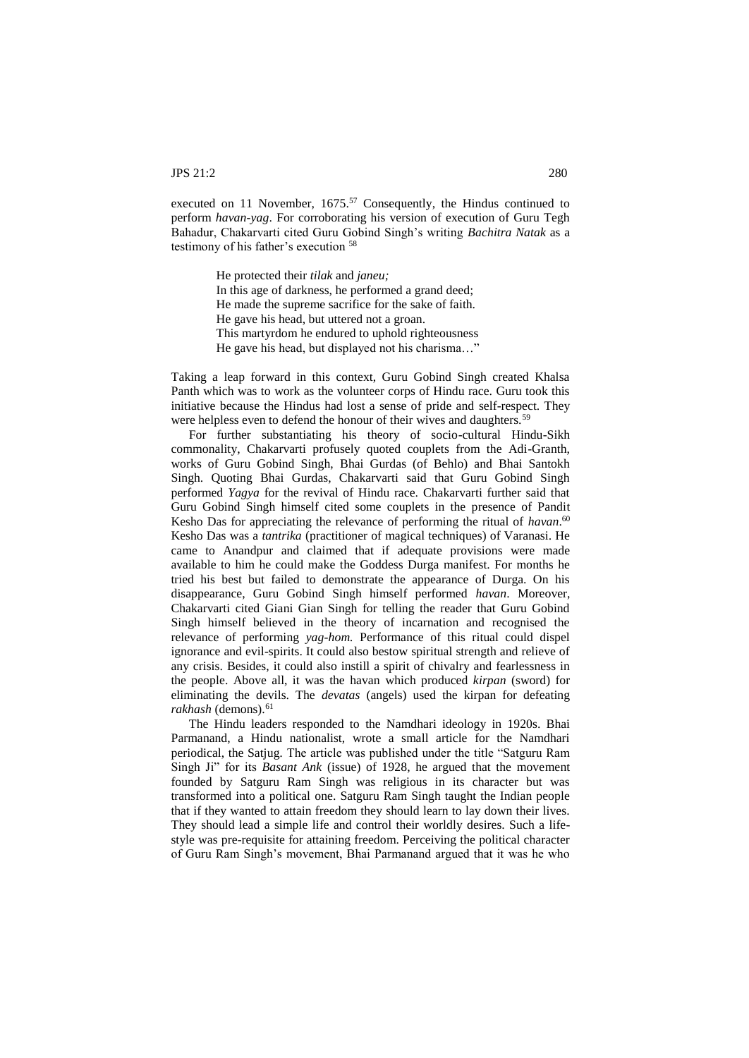executed on 11 November, 1675.[57] Consequently, the Hindus continued to perform *havan-yag*. For corroborating his version of execution of Guru Tegh Bahadur, Chakarvarti cited Guru Gobind Singh's writing *Bachitra Natak* as a testimony of his father's execution [58]

> He protected their *tilak* and *janeu;*
> In this age of darkness, he performed a grand deed;
> He made the supreme sacrifice for the sake of faith.
> He gave his head, but uttered not a groan.
> This martyrdom he endured to uphold righteousness
> He gave his head, but displayed not his charisma…"

Taking a leap forward in this context, Guru Gobind Singh created Khalsa Panth which was to work as the volunteer corps of Hindu race. Guru took this initiative because the Hindus had lost a sense of pride and self-respect. They were helpless even to defend the honour of their wives and daughters.[59]

For further substantiating his theory of socio-cultural Hindu-Sikh commonality, Chakarvarti profusely quoted couplets from the Adi-Granth, works of Guru Gobind Singh, Bhai Gurdas (of Behlo) and Bhai Santokh Singh. Quoting Bhai Gurdas, Chakarvarti said that Guru Gobind Singh performed *Yagya* for the revival of Hindu race. Chakarvarti further said that Guru Gobind Singh himself cited some couplets in the presence of Pandit Kesho Das for appreciating the relevance of performing the ritual of *havan*.[60] Kesho Das was a *tantrika* (practitioner of magical techniques) of Varanasi. He came to Anandpur and claimed that if adequate provisions were made available to him he could make the Goddess Durga manifest. For months he tried his best but failed to demonstrate the appearance of Durga. On his disappearance, Guru Gobind Singh himself performed *havan*. Moreover, Chakarvarti cited Giani Gian Singh for telling the reader that Guru Gobind Singh himself believed in the theory of incarnation and recognised the relevance of performing *yag-hom.* Performance of this ritual could dispel ignorance and evil-spirits. It could also bestow spiritual strength and relieve of any crisis. Besides, it could also instill a spirit of chivalry and fearlessness in the people. Above all, it was the havan which produced *kirpan* (sword) for eliminating the devils. The *devatas* (angels) used the kirpan for defeating *rakhash* (demons).[61]

The Hindu leaders responded to the Namdhari ideology in 1920s. Bhai Parmanand, a Hindu nationalist, wrote a small article for the Namdhari periodical, the Satjug. The article was published under the title "Satguru Ram Singh Ji" for its *Basant Ank* (issue) of 1928, he argued that the movement founded by Satguru Ram Singh was religious in its character but was transformed into a political one. Satguru Ram Singh taught the Indian people that if they wanted to attain freedom they should learn to lay down their lives. They should lead a simple life and control their worldly desires. Such a life-style was pre-requisite for attaining freedom. Perceiving the political character of Guru Ram Singh's movement, Bhai Parmanand argued that it was he who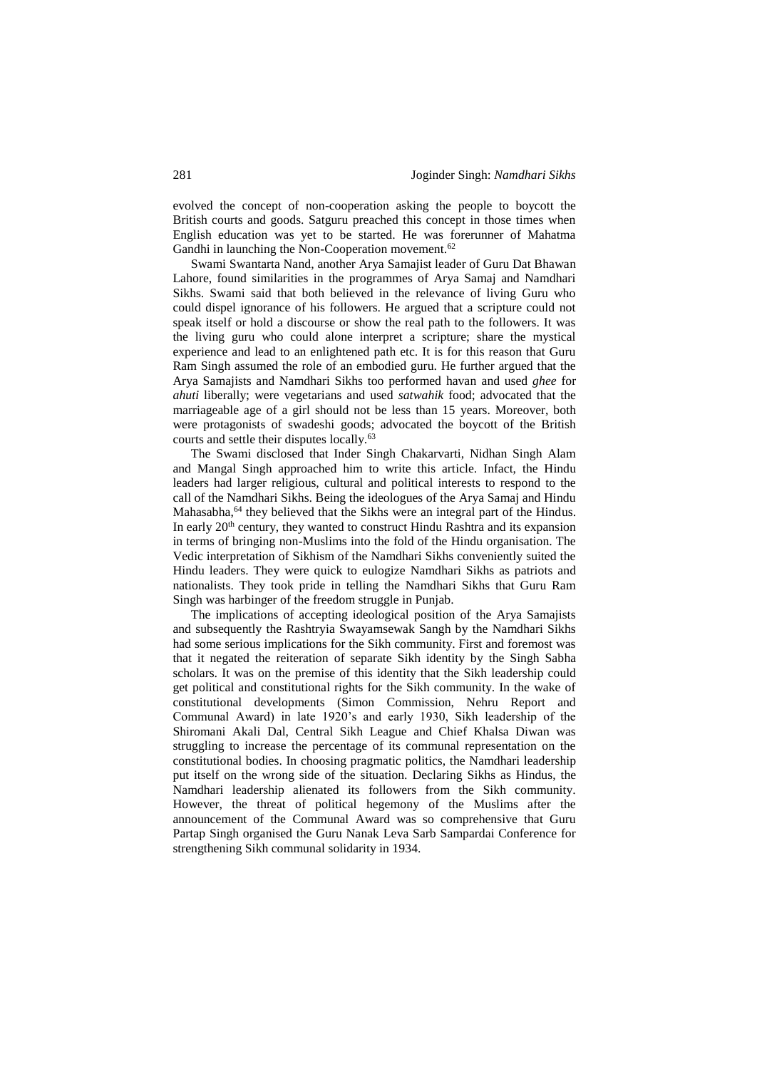evolved the concept of non-cooperation asking the people to boycott the British courts and goods. Satguru preached this concept in those times when English education was yet to be started. He was forerunner of Mahatma Gandhi in launching the Non-Cooperation movement.[62]

Swami Swantarta Nand, another Arya Samajist leader of Guru Dat Bhawan Lahore, found similarities in the programmes of Arya Samaj and Namdhari Sikhs. Swami said that both believed in the relevance of living Guru who could dispel ignorance of his followers. He argued that a scripture could not speak itself or hold a discourse or show the real path to the followers. It was the living guru who could alone interpret a scripture; share the mystical experience and lead to an enlightened path etc. It is for this reason that Guru Ram Singh assumed the role of an embodied guru. He further argued that the Arya Samajists and Namdhari Sikhs too performed havan and used *ghee* for *ahuti* liberally; were vegetarians and used *satwahik* food; advocated that the marriageable age of a girl should not be less than 15 years. Moreover, both were protagonists of swadeshi goods; advocated the boycott of the British courts and settle their disputes locally.[63]

The Swami disclosed that Inder Singh Chakarvarti, Nidhan Singh Alam and Mangal Singh approached him to write this article. Infact, the Hindu leaders had larger religious, cultural and political interests to respond to the call of the Namdhari Sikhs. Being the ideologues of the Arya Samaj and Hindu Mahasabha,[64] they believed that the Sikhs were an integral part of the Hindus. In early 20th century, they wanted to construct Hindu Rashtra and its expansion in terms of bringing non-Muslims into the fold of the Hindu organisation. The Vedic interpretation of Sikhism of the Namdhari Sikhs conveniently suited the Hindu leaders. They were quick to eulogize Namdhari Sikhs as patriots and nationalists. They took pride in telling the Namdhari Sikhs that Guru Ram Singh was harbinger of the freedom struggle in Punjab.

The implications of accepting ideological position of the Arya Samajists and subsequently the Rashtryia Swayamsewak Sangh by the Namdhari Sikhs had some serious implications for the Sikh community. First and foremost was that it negated the reiteration of separate Sikh identity by the Singh Sabha scholars. It was on the premise of this identity that the Sikh leadership could get political and constitutional rights for the Sikh community. In the wake of constitutional developments (Simon Commission, Nehru Report and Communal Award) in late 1920's and early 1930, Sikh leadership of the Shiromani Akali Dal, Central Sikh League and Chief Khalsa Diwan was struggling to increase the percentage of its communal representation on the constitutional bodies. In choosing pragmatic politics, the Namdhari leadership put itself on the wrong side of the situation. Declaring Sikhs as Hindus, the Namdhari leadership alienated its followers from the Sikh community. However, the threat of political hegemony of the Muslims after the announcement of the Communal Award was so comprehensive that Guru Partap Singh organised the Guru Nanak Leva Sarb Sampardai Conference for strengthening Sikh communal solidarity in 1934.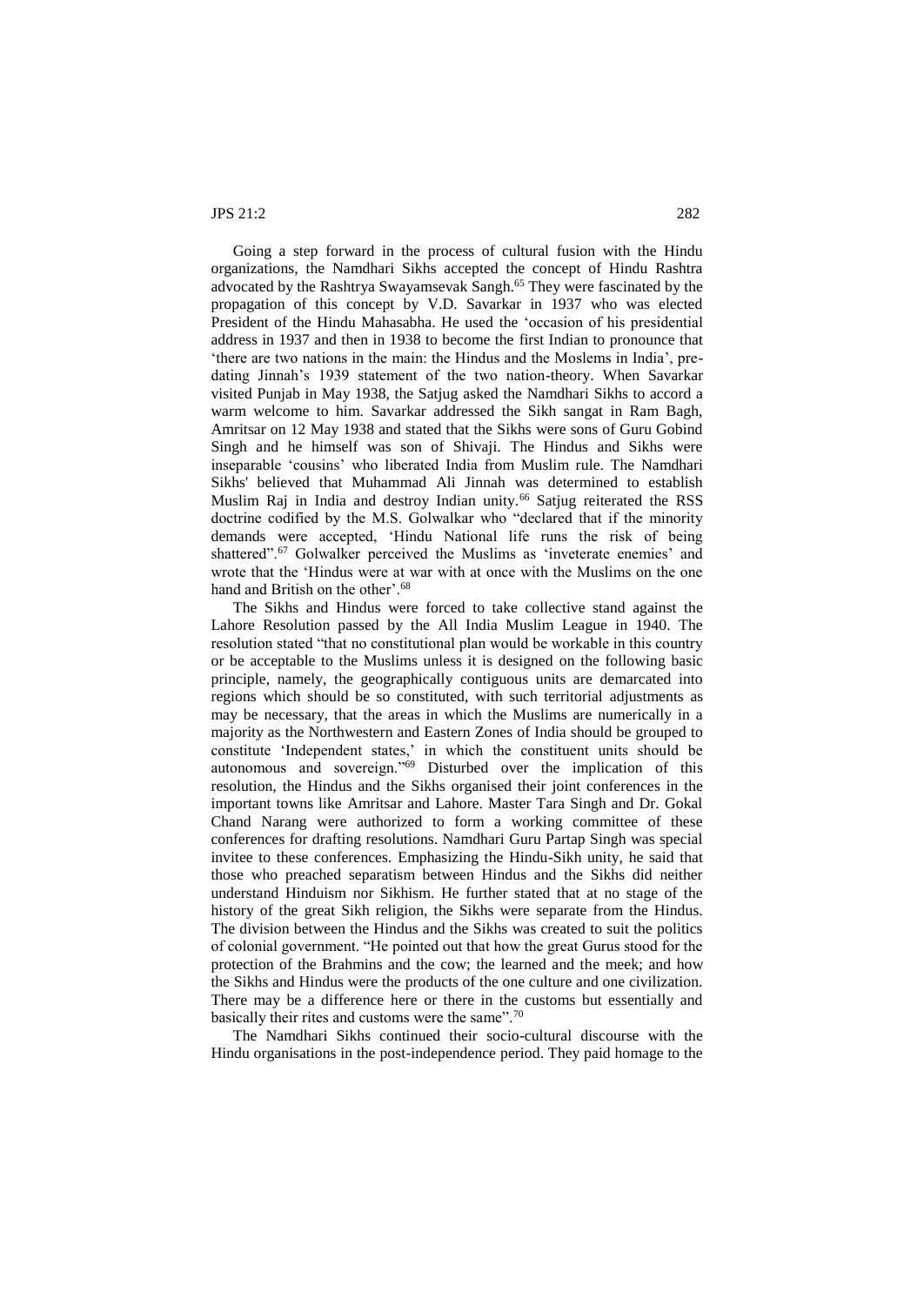Going a step forward in the process of cultural fusion with the Hindu organizations, the Namdhari Sikhs accepted the concept of Hindu Rashtra advocated by the Rashtrya Swayamsevak Sangh.[65] They were fascinated by the propagation of this concept by V.D. Savarkar in 1937 who was elected President of the Hindu Mahasabha. He used the 'occasion of his presidential address in 1937 and then in 1938 to become the first Indian to pronounce that 'there are two nations in the main: the Hindus and the Moslems in India', pre-dating Jinnah's 1939 statement of the two nation-theory. When Savarkar visited Punjab in May 1938, the Satjug asked the Namdhari Sikhs to accord a warm welcome to him. Savarkar addressed the Sikh sangat in Ram Bagh, Amritsar on 12 May 1938 and stated that the Sikhs were sons of Guru Gobind Singh and he himself was son of Shivaji. The Hindus and Sikhs were inseparable 'cousins' who liberated India from Muslim rule. The Namdhari Sikhs' believed that Muhammad Ali Jinnah was determined to establish Muslim Raj in India and destroy Indian unity.[66] Satjug reiterated the RSS doctrine codified by the M.S. Golwalkar who "declared that if the minority demands were accepted, 'Hindu National life runs the risk of being shattered".[67] Golwalker perceived the Muslims as 'inveterate enemies' and wrote that the 'Hindus were at war with at once with the Muslims on the one hand and British on the other'.[68]

The Sikhs and Hindus were forced to take collective stand against the Lahore Resolution passed by the All India Muslim League in 1940. The resolution stated "that no constitutional plan would be workable in this country or be acceptable to the Muslims unless it is designed on the following basic principle, namely, the geographically contiguous units are demarcated into regions which should be so constituted, with such territorial adjustments as may be necessary, that the areas in which the Muslims are numerically in a majority as the Northwestern and Eastern Zones of India should be grouped to constitute 'Independent states,' in which the constituent units should be autonomous and sovereign."[69] Disturbed over the implication of this resolution, the Hindus and the Sikhs organised their joint conferences in the important towns like Amritsar and Lahore. Master Tara Singh and Dr. Gokal Chand Narang were authorized to form a working committee of these conferences for drafting resolutions. Namdhari Guru Partap Singh was special invitee to these conferences. Emphasizing the Hindu-Sikh unity, he said that those who preached separatism between Hindus and the Sikhs did neither understand Hinduism nor Sikhism. He further stated that at no stage of the history of the great Sikh religion, the Sikhs were separate from the Hindus. The division between the Hindus and the Sikhs was created to suit the politics of colonial government. "He pointed out that how the great Gurus stood for the protection of the Brahmins and the cow; the learned and the meek; and how the Sikhs and Hindus were the products of the one culture and one civilization. There may be a difference here or there in the customs but essentially and basically their rites and customs were the same".[70]

The Namdhari Sikhs continued their socio-cultural discourse with the Hindu organisations in the post-independence period. They paid homage to the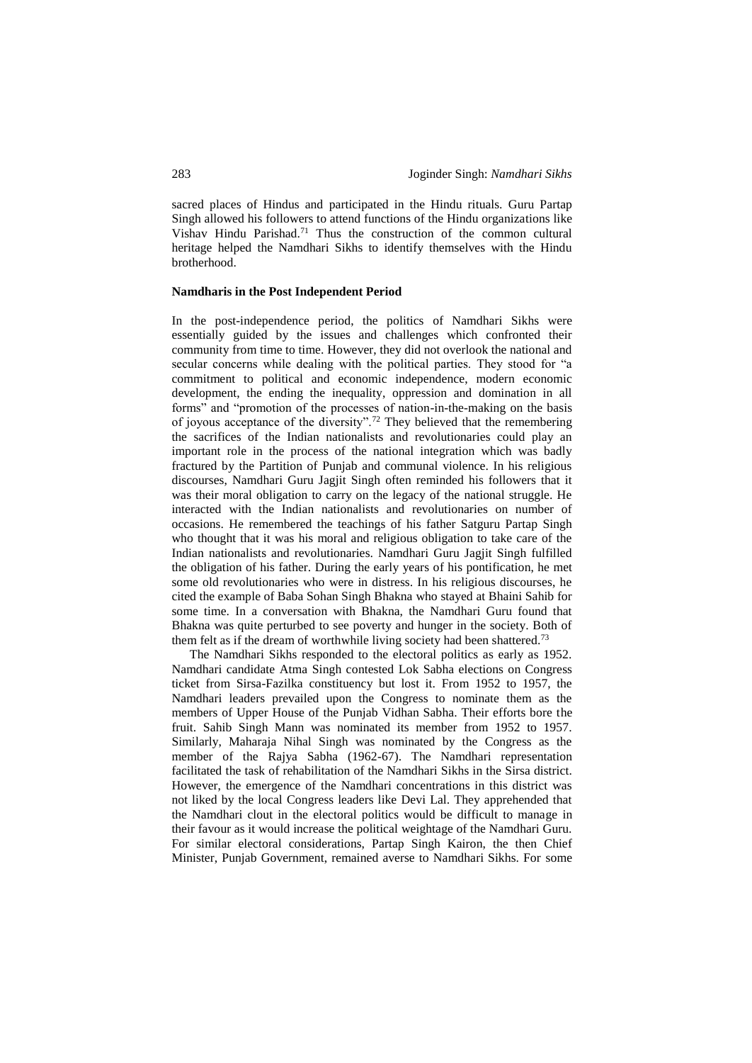sacred places of Hindus and participated in the Hindu rituals. Guru Partap Singh allowed his followers to attend functions of the Hindu organizations like Vishav Hindu Parishad.[71] Thus the construction of the common cultural heritage helped the Namdhari Sikhs to identify themselves with the Hindu brotherhood.

**Namdharis in the Post Independent Period**

In the post-independence period, the politics of Namdhari Sikhs were essentially guided by the issues and challenges which confronted their community from time to time. However, they did not overlook the national and secular concerns while dealing with the political parties. They stood for "a commitment to political and economic independence, modern economic development, the ending the inequality, oppression and domination in all forms" and "promotion of the processes of nation-in-the-making on the basis of joyous acceptance of the diversity".[72] They believed that the remembering the sacrifices of the Indian nationalists and revolutionaries could play an important role in the process of the national integration which was badly fractured by the Partition of Punjab and communal violence. In his religious discourses, Namdhari Guru Jagjit Singh often reminded his followers that it was their moral obligation to carry on the legacy of the national struggle. He interacted with the Indian nationalists and revolutionaries on number of occasions. He remembered the teachings of his father Satguru Partap Singh who thought that it was his moral and religious obligation to take care of the Indian nationalists and revolutionaries. Namdhari Guru Jagjit Singh fulfilled the obligation of his father. During the early years of his pontification, he met some old revolutionaries who were in distress. In his religious discourses, he cited the example of Baba Sohan Singh Bhakna who stayed at Bhaini Sahib for some time. In a conversation with Bhakna, the Namdhari Guru found that Bhakna was quite perturbed to see poverty and hunger in the society. Both of them felt as if the dream of worthwhile living society had been shattered.[73]

The Namdhari Sikhs responded to the electoral politics as early as 1952. Namdhari candidate Atma Singh contested Lok Sabha elections on Congress ticket from Sirsa-Fazilka constituency but lost it. From 1952 to 1957, the Namdhari leaders prevailed upon the Congress to nominate them as the members of Upper House of the Punjab Vidhan Sabha. Their efforts bore the fruit. Sahib Singh Mann was nominated its member from 1952 to 1957. Similarly, Maharaja Nihal Singh was nominated by the Congress as the member of the Rajya Sabha (1962-67). The Namdhari representation facilitated the task of rehabilitation of the Namdhari Sikhs in the Sirsa district. However, the emergence of the Namdhari concentrations in this district was not liked by the local Congress leaders like Devi Lal. They apprehended that the Namdhari clout in the electoral politics would be difficult to manage in their favour as it would increase the political weightage of the Namdhari Guru. For similar electoral considerations, Partap Singh Kairon, the then Chief Minister, Punjab Government, remained averse to Namdhari Sikhs. For some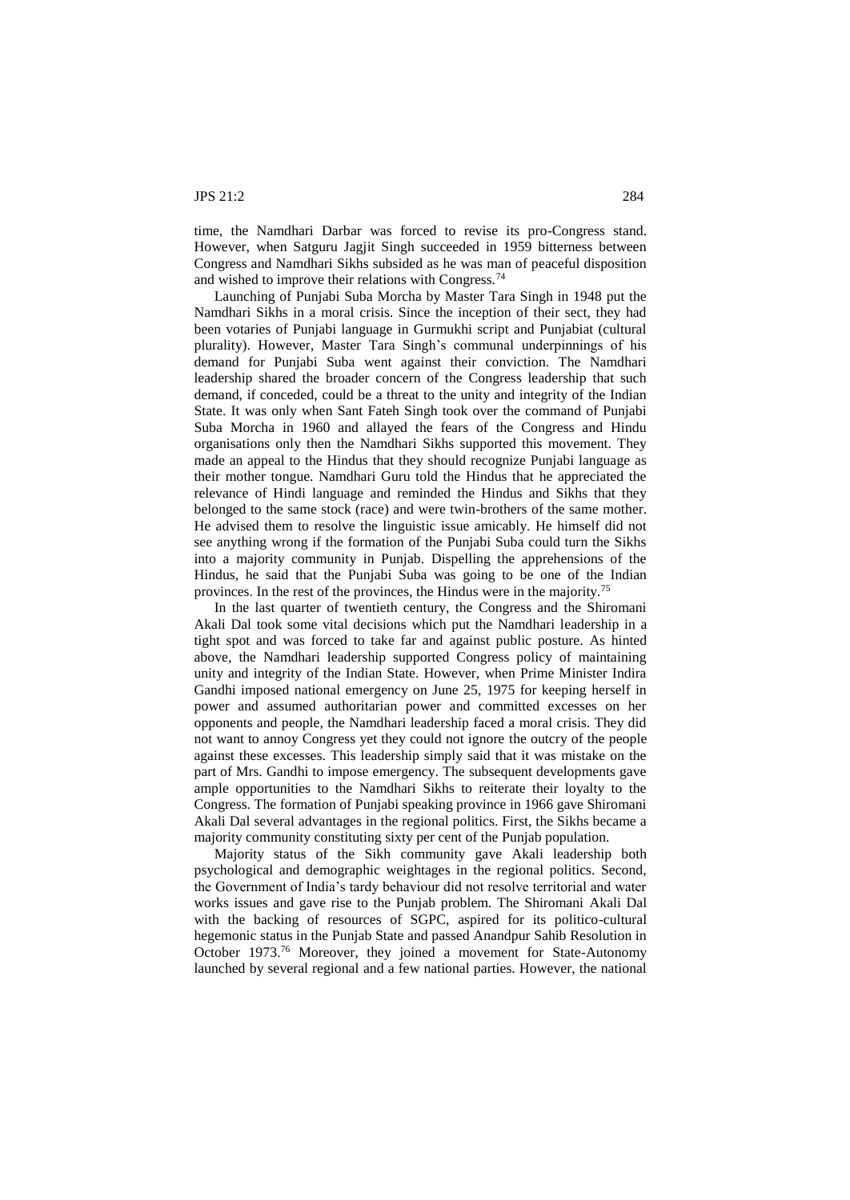time, the Namdhari Darbar was forced to revise its pro-Congress stand. However, when Satguru Jagjit Singh succeeded in 1959 bitterness between Congress and Namdhari Sikhs subsided as he was man of peaceful disposition and wished to improve their relations with Congress.[74]

Launching of Punjabi Suba Morcha by Master Tara Singh in 1948 put the Namdhari Sikhs in a moral crisis. Since the inception of their sect, they had been votaries of Punjabi language in Gurmukhi script and Punjabiat (cultural plurality). However, Master Tara Singh's communal underpinnings of his demand for Punjabi Suba went against their conviction. The Namdhari leadership shared the broader concern of the Congress leadership that such demand, if conceded, could be a threat to the unity and integrity of the Indian State. It was only when Sant Fateh Singh took over the command of Punjabi Suba Morcha in 1960 and allayed the fears of the Congress and Hindu organisations only then the Namdhari Sikhs supported this movement. They made an appeal to the Hindus that they should recognize Punjabi language as their mother tongue. Namdhari Guru told the Hindus that he appreciated the relevance of Hindi language and reminded the Hindus and Sikhs that they belonged to the same stock (race) and were twin-brothers of the same mother. He advised them to resolve the linguistic issue amicably. He himself did not see anything wrong if the formation of the Punjabi Suba could turn the Sikhs into a majority community in Punjab. Dispelling the apprehensions of the Hindus, he said that the Punjabi Suba was going to be one of the Indian provinces. In the rest of the provinces, the Hindus were in the majority.[75]

In the last quarter of twentieth century, the Congress and the Shiromani Akali Dal took some vital decisions which put the Namdhari leadership in a tight spot and was forced to take far and against public posture. As hinted above, the Namdhari leadership supported Congress policy of maintaining unity and integrity of the Indian State. However, when Prime Minister Indira Gandhi imposed national emergency on June 25, 1975 for keeping herself in power and assumed authoritarian power and committed excesses on her opponents and people, the Namdhari leadership faced a moral crisis. They did not want to annoy Congress yet they could not ignore the outcry of the people against these excesses. This leadership simply said that it was mistake on the part of Mrs. Gandhi to impose emergency. The subsequent developments gave ample opportunities to the Namdhari Sikhs to reiterate their loyalty to the Congress. The formation of Punjabi speaking province in 1966 gave Shiromani Akali Dal several advantages in the regional politics. First, the Sikhs became a majority community constituting sixty per cent of the Punjab population.

Majority status of the Sikh community gave Akali leadership both psychological and demographic weightages in the regional politics. Second, the Government of India's tardy behaviour did not resolve territorial and water works issues and gave rise to the Punjab problem. The Shiromani Akali Dal with the backing of resources of SGPC, aspired for its politico-cultural hegemonic status in the Punjab State and passed Anandpur Sahib Resolution in October 1973.[76] Moreover, they joined a movement for State-Autonomy launched by several regional and a few national parties. However, the national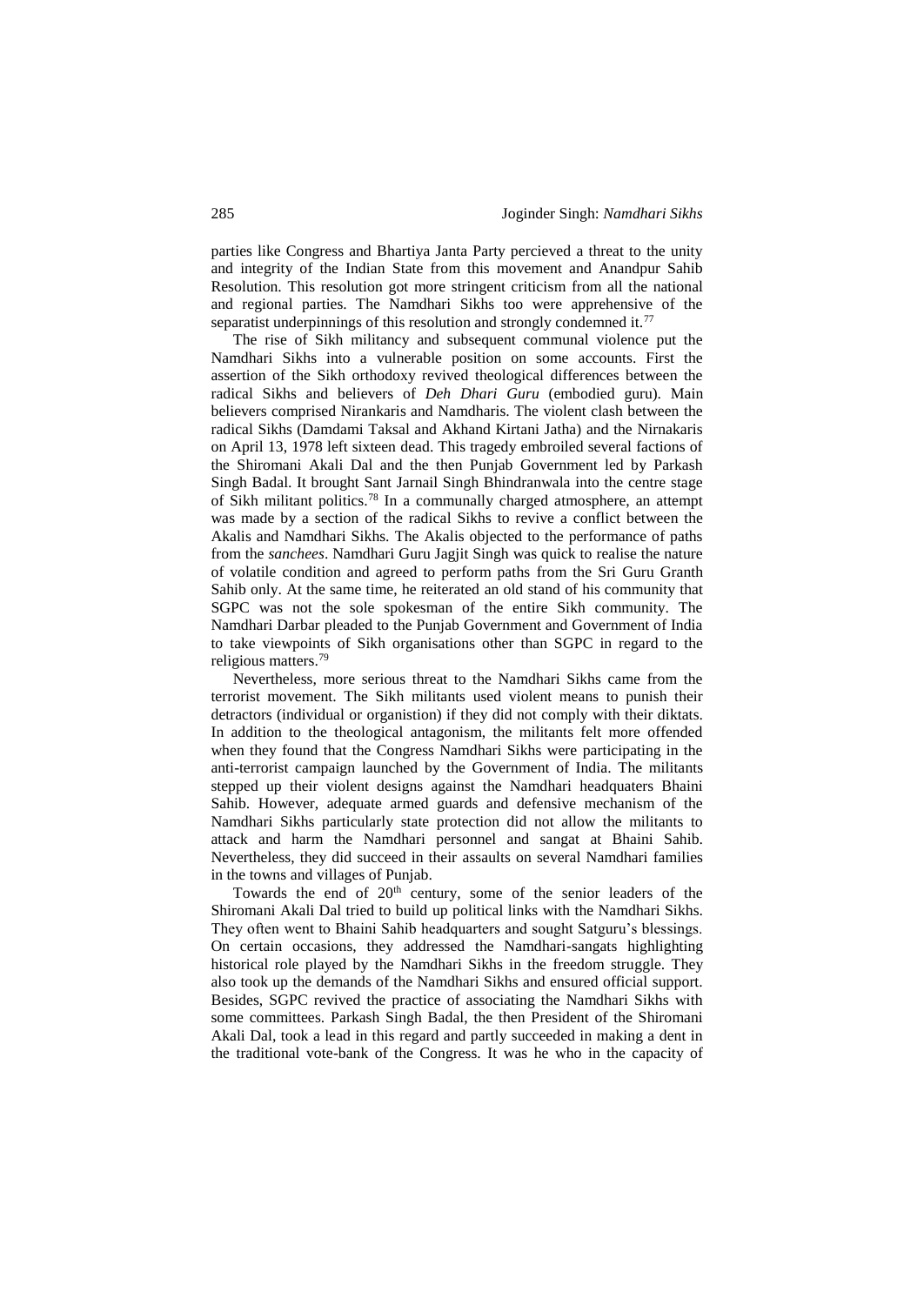parties like Congress and Bhartiya Janta Party percieved a threat to the unity and integrity of the Indian State from this movement and Anandpur Sahib Resolution. This resolution got more stringent criticism from all the national and regional parties. The Namdhari Sikhs too were apprehensive of the separatist underpinnings of this resolution and strongly condemned it.[77]

The rise of Sikh militancy and subsequent communal violence put the Namdhari Sikhs into a vulnerable position on some accounts. First the assertion of the Sikh orthodoxy revived theological differences between the radical Sikhs and believers of *Deh Dhari Guru* (embodied guru). Main believers comprised Nirankaris and Namdharis. The violent clash between the radical Sikhs (Damdami Taksal and Akhand Kirtani Jatha) and the Nirnakaris on April 13, 1978 left sixteen dead. This tragedy embroiled several factions of the Shiromani Akali Dal and the then Punjab Government led by Parkash Singh Badal. It brought Sant Jarnail Singh Bhindranwala into the centre stage of Sikh militant politics.[78] In a communally charged atmosphere, an attempt was made by a section of the radical Sikhs to revive a conflict between the Akalis and Namdhari Sikhs. The Akalis objected to the performance of paths from the *sanchees*. Namdhari Guru Jagjit Singh was quick to realise the nature of volatile condition and agreed to perform paths from the Sri Guru Granth Sahib only. At the same time, he reiterated an old stand of his community that SGPC was not the sole spokesman of the entire Sikh community. The Namdhari Darbar pleaded to the Punjab Government and Government of India to take viewpoints of Sikh organisations other than SGPC in regard to the religious matters.[79]

Nevertheless, more serious threat to the Namdhari Sikhs came from the terrorist movement. The Sikh militants used violent means to punish their detractors (individual or organistion) if they did not comply with their diktats. In addition to the theological antagonism, the militants felt more offended when they found that the Congress Namdhari Sikhs were participating in the anti-terrorist campaign launched by the Government of India. The militants stepped up their violent designs against the Namdhari headquaters Bhaini Sahib. However, adequate armed guards and defensive mechanism of the Namdhari Sikhs particularly state protection did not allow the militants to attack and harm the Namdhari personnel and sangat at Bhaini Sahib. Nevertheless, they did succeed in their assaults on several Namdhari families in the towns and villages of Punjab.

Towards the end of 20th century, some of the senior leaders of the Shiromani Akali Dal tried to build up political links with the Namdhari Sikhs. They often went to Bhaini Sahib headquarters and sought Satguru's blessings. On certain occasions, they addressed the Namdhari-sangats highlighting historical role played by the Namdhari Sikhs in the freedom struggle. They also took up the demands of the Namdhari Sikhs and ensured official support. Besides, SGPC revived the practice of associating the Namdhari Sikhs with some committees. Parkash Singh Badal, the then President of the Shiromani Akali Dal, took a lead in this regard and partly succeeded in making a dent in the traditional vote-bank of the Congress. It was he who in the capacity of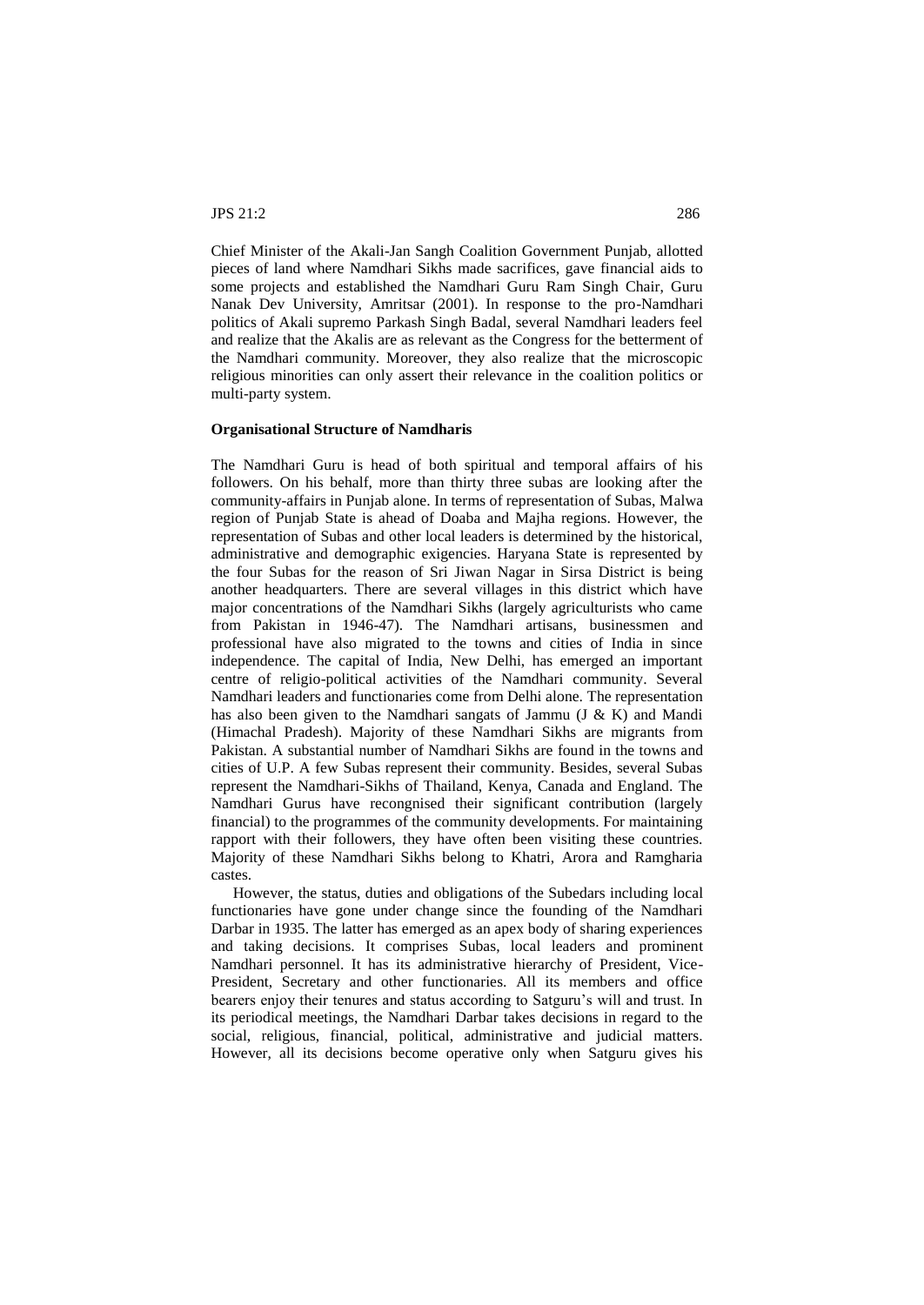Chief Minister of the Akali-Jan Sangh Coalition Government Punjab, allotted pieces of land where Namdhari Sikhs made sacrifices, gave financial aids to some projects and established the Namdhari Guru Ram Singh Chair, Guru Nanak Dev University, Amritsar (2001). In response to the pro-Namdhari politics of Akali supremo Parkash Singh Badal, several Namdhari leaders feel and realize that the Akalis are as relevant as the Congress for the betterment of the Namdhari community. Moreover, they also realize that the microscopic religious minorities can only assert their relevance in the coalition politics or multi-party system.

**Organisational Structure of Namdharis**

The Namdhari Guru is head of both spiritual and temporal affairs of his followers. On his behalf, more than thirty three subas are looking after the community-affairs in Punjab alone. In terms of representation of Subas, Malwa region of Punjab State is ahead of Doaba and Majha regions. However, the representation of Subas and other local leaders is determined by the historical, administrative and demographic exigencies. Haryana State is represented by the four Subas for the reason of Sri Jiwan Nagar in Sirsa District is being another headquarters. There are several villages in this district which have major concentrations of the Namdhari Sikhs (largely agriculturists who came from Pakistan in 1946-47). The Namdhari artisans, businessmen and professional have also migrated to the towns and cities of India in since independence. The capital of India, New Delhi, has emerged an important centre of religio-political activities of the Namdhari community. Several Namdhari leaders and functionaries come from Delhi alone. The representation has also been given to the Namdhari sangats of Jammu (J & K) and Mandi (Himachal Pradesh). Majority of these Namdhari Sikhs are migrants from Pakistan. A substantial number of Namdhari Sikhs are found in the towns and cities of U.P. A few Subas represent their community. Besides, several Subas represent the Namdhari-Sikhs of Thailand, Kenya, Canada and England. The Namdhari Gurus have recongnised their significant contribution (largely financial) to the programmes of the community developments. For maintaining rapport with their followers, they have often been visiting these countries. Majority of these Namdhari Sikhs belong to Khatri, Arora and Ramgharia castes.

However, the status, duties and obligations of the Subedars including local functionaries have gone under change since the founding of the Namdhari Darbar in 1935. The latter has emerged as an apex body of sharing experiences and taking decisions. It comprises Subas, local leaders and prominent Namdhari personnel. It has its administrative hierarchy of President, Vice-President, Secretary and other functionaries. All its members and office bearers enjoy their tenures and status according to Satguru's will and trust. In its periodical meetings, the Namdhari Darbar takes decisions in regard to the social, religious, financial, political, administrative and judicial matters. However, all its decisions become operative only when Satguru gives his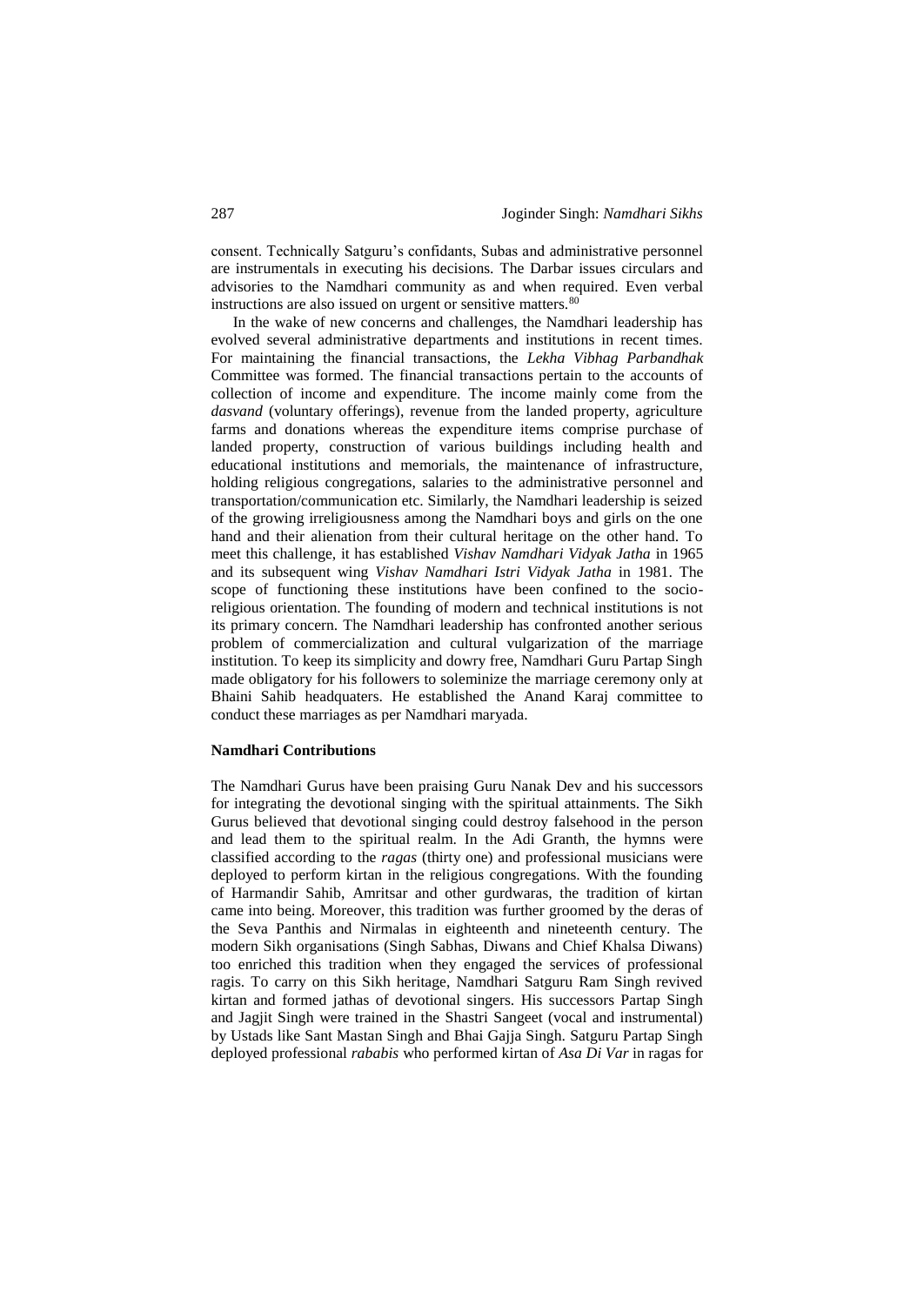consent. Technically Satguru's confidants, Subas and administrative personnel are instrumentals in executing his decisions. The Darbar issues circulars and advisories to the Namdhari community as and when required. Even verbal instructions are also issued on urgent or sensitive matters.[80]

In the wake of new concerns and challenges, the Namdhari leadership has evolved several administrative departments and institutions in recent times. For maintaining the financial transactions, the *Lekha Vibhag Parbandhak* Committee was formed. The financial transactions pertain to the accounts of collection of income and expenditure. The income mainly come from the *dasvand* (voluntary offerings), revenue from the landed property, agriculture farms and donations whereas the expenditure items comprise purchase of landed property, construction of various buildings including health and educational institutions and memorials, the maintenance of infrastructure, holding religious congregations, salaries to the administrative personnel and transportation/communication etc. Similarly, the Namdhari leadership is seized of the growing irreligiousness among the Namdhari boys and girls on the one hand and their alienation from their cultural heritage on the other hand. To meet this challenge, it has established *Vishav Namdhari Vidyak Jatha* in 1965 and its subsequent wing *Vishav Namdhari Istri Vidyak Jatha* in 1981. The scope of functioning these institutions have been confined to the socio-religious orientation. The founding of modern and technical institutions is not its primary concern. The Namdhari leadership has confronted another serious problem of commercialization and cultural vulgarization of the marriage institution. To keep its simplicity and dowry free, Namdhari Guru Partap Singh made obligatory for his followers to soleminize the marriage ceremony only at Bhaini Sahib headquaters. He established the Anand Karaj committee to conduct these marriages as per Namdhari maryada.

**Namdhari Contributions**

The Namdhari Gurus have been praising Guru Nanak Dev and his successors for integrating the devotional singing with the spiritual attainments. The Sikh Gurus believed that devotional singing could destroy falsehood in the person and lead them to the spiritual realm. In the Adi Granth, the hymns were classified according to the *ragas* (thirty one) and professional musicians were deployed to perform kirtan in the religious congregations. With the founding of Harmandir Sahib, Amritsar and other gurdwaras, the tradition of kirtan came into being. Moreover, this tradition was further groomed by the deras of the Seva Panthis and Nirmalas in eighteenth and nineteenth century. The modern Sikh organisations (Singh Sabhas, Diwans and Chief Khalsa Diwans) too enriched this tradition when they engaged the services of professional ragis. To carry on this Sikh heritage, Namdhari Satguru Ram Singh revived kirtan and formed jathas of devotional singers. His successors Partap Singh and Jagjit Singh were trained in the Shastri Sangeet (vocal and instrumental) by Ustads like Sant Mastan Singh and Bhai Gajja Singh. Satguru Partap Singh deployed professional *rababis* who performed kirtan of *Asa Di Var* in ragas for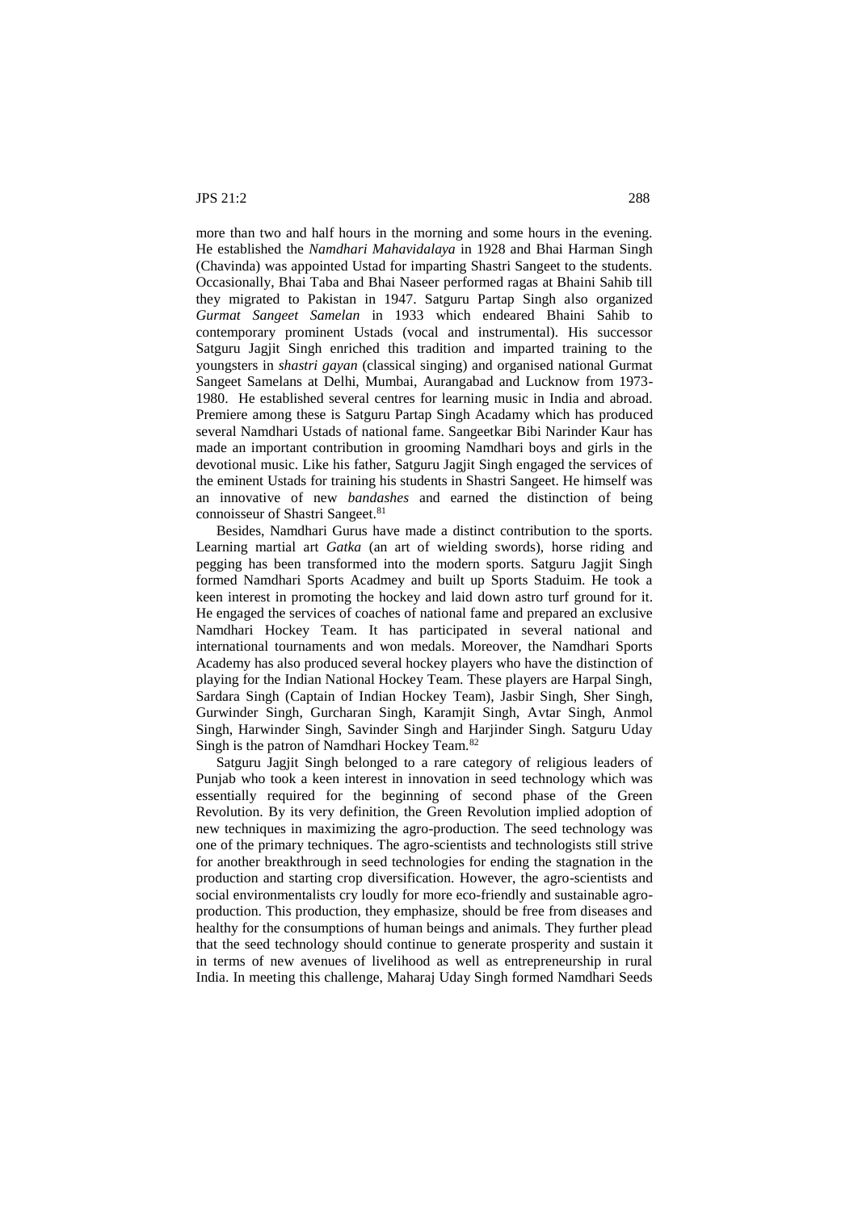more than two and half hours in the morning and some hours in the evening. He established the *Namdhari Mahavidalaya* in 1928 and Bhai Harman Singh (Chavinda) was appointed Ustad for imparting Shastri Sangeet to the students. Occasionally, Bhai Taba and Bhai Naseer performed ragas at Bhaini Sahib till they migrated to Pakistan in 1947. Satguru Partap Singh also organized *Gurmat Sangeet Samelan* in 1933 which endeared Bhaini Sahib to contemporary prominent Ustads (vocal and instrumental). His successor Satguru Jagjit Singh enriched this tradition and imparted training to the youngsters in *shastri gayan* (classical singing) and organised national Gurmat Sangeet Samelans at Delhi, Mumbai, Aurangabad and Lucknow from 1973-1980. He established several centres for learning music in India and abroad. Premiere among these is Satguru Partap Singh Acadamy which has produced several Namdhari Ustads of national fame. Sangeetkar Bibi Narinder Kaur has made an important contribution in grooming Namdhari boys and girls in the devotional music. Like his father, Satguru Jagjit Singh engaged the services of the eminent Ustads for training his students in Shastri Sangeet. He himself was an innovative of new *bandashes* and earned the distinction of being connoisseur of Shastri Sangeet.[81]

Besides, Namdhari Gurus have made a distinct contribution to the sports. Learning martial art *Gatka* (an art of wielding swords), horse riding and pegging has been transformed into the modern sports. Satguru Jagjit Singh formed Namdhari Sports Acadmey and built up Sports Staduim. He took a keen interest in promoting the hockey and laid down astro turf ground for it. He engaged the services of coaches of national fame and prepared an exclusive Namdhari Hockey Team. It has participated in several national and international tournaments and won medals. Moreover, the Namdhari Sports Academy has also produced several hockey players who have the distinction of playing for the Indian National Hockey Team. These players are Harpal Singh, Sardara Singh (Captain of Indian Hockey Team), Jasbir Singh, Sher Singh, Gurwinder Singh, Gurcharan Singh, Karamjit Singh, Avtar Singh, Anmol Singh, Harwinder Singh, Savinder Singh and Harjinder Singh. Satguru Uday Singh is the patron of Namdhari Hockey Team.[82]

Satguru Jagjit Singh belonged to a rare category of religious leaders of Punjab who took a keen interest in innovation in seed technology which was essentially required for the beginning of second phase of the Green Revolution. By its very definition, the Green Revolution implied adoption of new techniques in maximizing the agro-production. The seed technology was one of the primary techniques. The agro-scientists and technologists still strive for another breakthrough in seed technologies for ending the stagnation in the production and starting crop diversification. However, the agro-scientists and social environmentalists cry loudly for more eco-friendly and sustainable agro-production. This production, they emphasize, should be free from diseases and healthy for the consumptions of human beings and animals. They further plead that the seed technology should continue to generate prosperity and sustain it in terms of new avenues of livelihood as well as entrepreneurship in rural India. In meeting this challenge, Maharaj Uday Singh formed Namdhari Seeds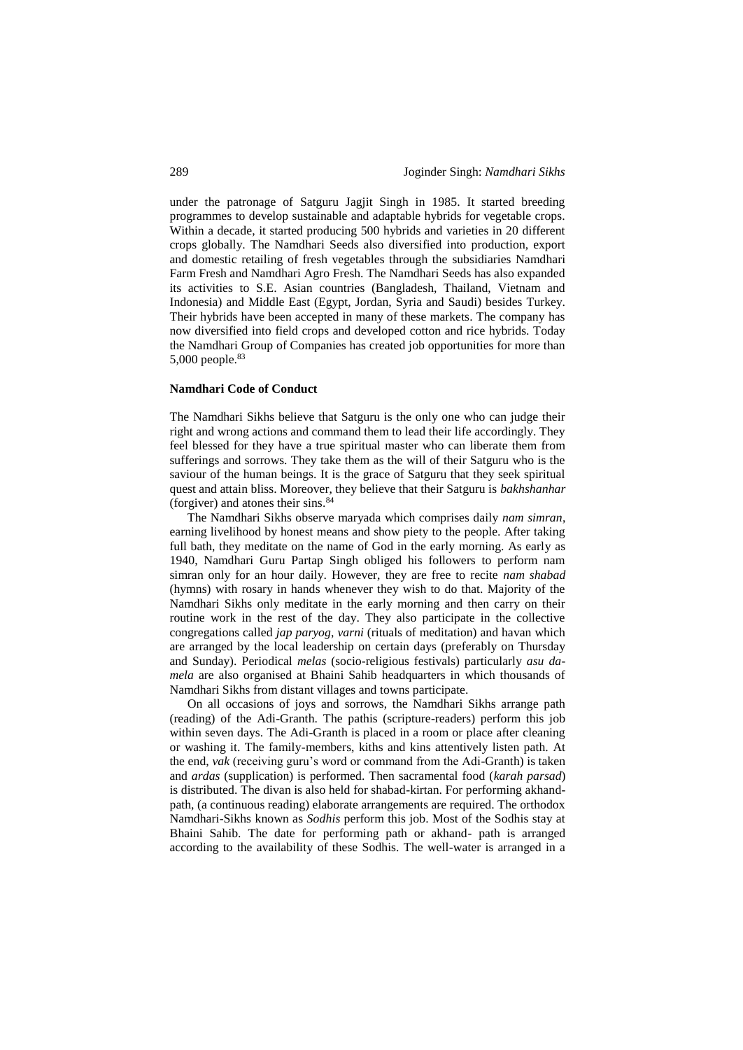under the patronage of Satguru Jagjit Singh in 1985. It started breeding programmes to develop sustainable and adaptable hybrids for vegetable crops. Within a decade, it started producing 500 hybrids and varieties in 20 different crops globally. The Namdhari Seeds also diversified into production, export and domestic retailing of fresh vegetables through the subsidiaries Namdhari Farm Fresh and Namdhari Agro Fresh. The Namdhari Seeds has also expanded its activities to S.E. Asian countries (Bangladesh, Thailand, Vietnam and Indonesia) and Middle East (Egypt, Jordan, Syria and Saudi) besides Turkey. Their hybrids have been accepted in many of these markets. The company has now diversified into field crops and developed cotton and rice hybrids. Today the Namdhari Group of Companies has created job opportunities for more than 5,000 people.[83]

**Namdhari Code of Conduct**

The Namdhari Sikhs believe that Satguru is the only one who can judge their right and wrong actions and command them to lead their life accordingly. They feel blessed for they have a true spiritual master who can liberate them from sufferings and sorrows. They take them as the will of their Satguru who is the saviour of the human beings. It is the grace of Satguru that they seek spiritual quest and attain bliss. Moreover, they believe that their Satguru is *bakhshanhar* (forgiver) and atones their sins.[84]

The Namdhari Sikhs observe maryada which comprises daily *nam simran*, earning livelihood by honest means and show piety to the people. After taking full bath, they meditate on the name of God in the early morning. As early as 1940, Namdhari Guru Partap Singh obliged his followers to perform nam simran only for an hour daily. However, they are free to recite *nam shabad* (hymns) with rosary in hands whenever they wish to do that. Majority of the Namdhari Sikhs only meditate in the early morning and then carry on their routine work in the rest of the day. They also participate in the collective congregations called *jap paryog*, *varni* (rituals of meditation) and havan which are arranged by the local leadership on certain days (preferably on Thursday and Sunday). Periodical *melas* (socio-religious festivals) particularly *asu da-mela* are also organised at Bhaini Sahib headquarters in which thousands of Namdhari Sikhs from distant villages and towns participate.

On all occasions of joys and sorrows, the Namdhari Sikhs arrange path (reading) of the Adi-Granth. The pathis (scripture-readers) perform this job within seven days. The Adi-Granth is placed in a room or place after cleaning or washing it. The family-members, kiths and kins attentively listen path. At the end, *vak* (receiving guru's word or command from the Adi-Granth) is taken and *ardas* (supplication) is performed. Then sacramental food (*karah parsad*) is distributed. The divan is also held for shabad-kirtan. For performing akhand-path, (a continuous reading) elaborate arrangements are required. The orthodox Namdhari-Sikhs known as *Sodhis* perform this job. Most of the Sodhis stay at Bhaini Sahib. The date for performing path or akhand- path is arranged according to the availability of these Sodhis. The well-water is arranged in a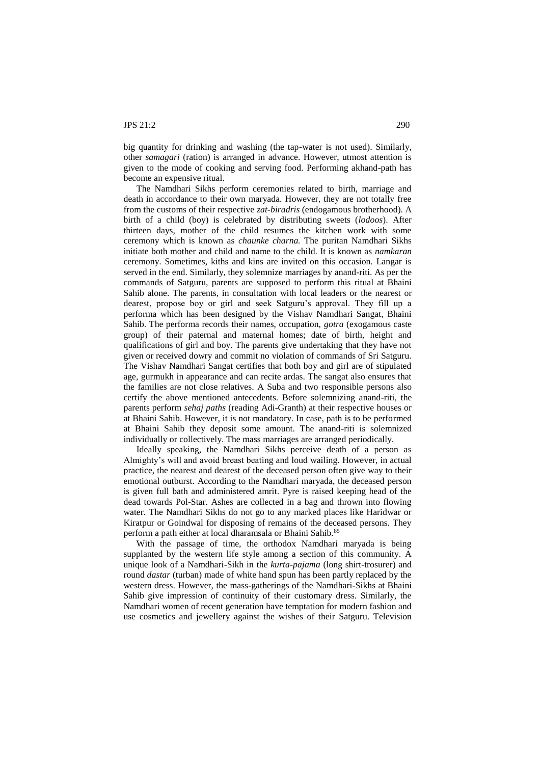big quantity for drinking and washing (the tap-water is not used). Similarly, other *samagari* (ration) is arranged in advance. However, utmost attention is given to the mode of cooking and serving food. Performing akhand-path has become an expensive ritual.

The Namdhari Sikhs perform ceremonies related to birth, marriage and death in accordance to their own maryada. However, they are not totally free from the customs of their respective *zat-biradris* (endogamous brotherhood). A birth of a child (boy) is celebrated by distributing sweets (*lodoos*). After thirteen days, mother of the child resumes the kitchen work with some ceremony which is known as *chaunke charna.* The puritan Namdhari Sikhs initiate both mother and child and name to the child. It is known as *namkaran* ceremony. Sometimes, kiths and kins are invited on this occasion. Langar is served in the end. Similarly, they solemnize marriages by anand-riti. As per the commands of Satguru, parents are supposed to perform this ritual at Bhaini Sahib alone. The parents, in consultation with local leaders or the nearest or dearest, propose boy or girl and seek Satguru's approval. They fill up a performa which has been designed by the Vishav Namdhari Sangat, Bhaini Sahib. The performa records their names, occupation, *gotra* (exogamous caste group) of their paternal and maternal homes; date of birth, height and qualifications of girl and boy. The parents give undertaking that they have not given or received dowry and commit no violation of commands of Sri Satguru. The Vishav Namdhari Sangat certifies that both boy and girl are of stipulated age, gurmukh in appearance and can recite ardas. The sangat also ensures that the families are not close relatives. A Suba and two responsible persons also certify the above mentioned antecedents. Before solemnizing anand-riti, the parents perform *sehaj paths* (reading Adi-Granth) at their respective houses or at Bhaini Sahib. However, it is not mandatory. In case, path is to be performed at Bhaini Sahib they deposit some amount. The anand-riti is solemnized individually or collectively. The mass marriages are arranged periodically.

Ideally speaking, the Namdhari Sikhs perceive death of a person as Almighty's will and avoid breast beating and loud wailing. However, in actual practice, the nearest and dearest of the deceased person often give way to their emotional outburst. According to the Namdhari maryada, the deceased person is given full bath and administered amrit. Pyre is raised keeping head of the dead towards Pol-Star. Ashes are collected in a bag and thrown into flowing water. The Namdhari Sikhs do not go to any marked places like Haridwar or Kiratpur or Goindwal for disposing of remains of the deceased persons. They perform a path either at local dharamsala or Bhaini Sahib.[85]

With the passage of time, the orthodox Namdhari maryada is being supplanted by the western life style among a section of this community. A unique look of a Namdhari-Sikh in the *kurta-pajama* (long shirt-trosurer) and round *dastar* (turban) made of white hand spun has been partly replaced by the western dress. However, the mass-gatherings of the Namdhari-Sikhs at Bhaini Sahib give impression of continuity of their customary dress. Similarly, the Namdhari women of recent generation have temptation for modern fashion and use cosmetics and jewellery against the wishes of their Satguru. Television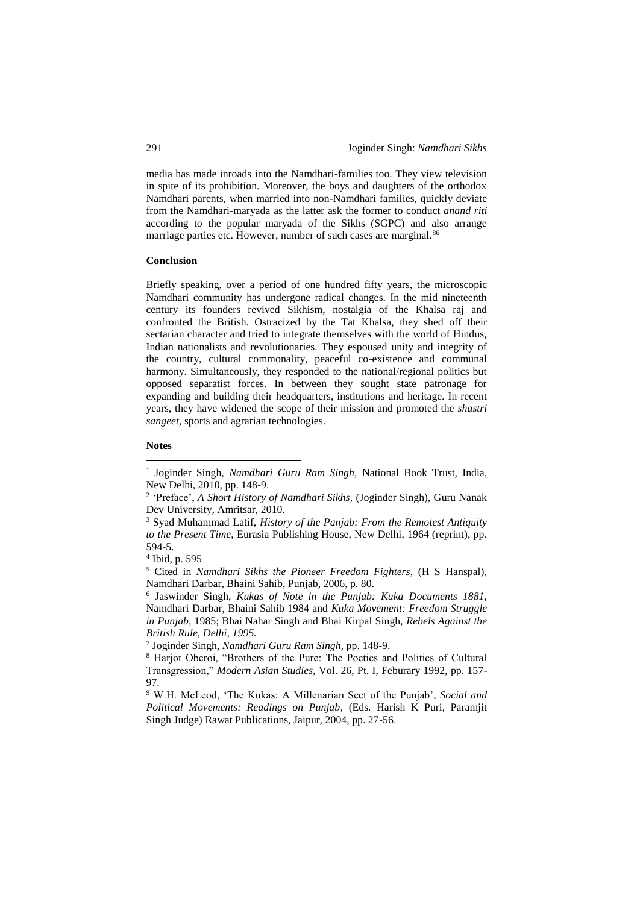media has made inroads into the Namdhari-families too. They view television in spite of its prohibition. Moreover, the boys and daughters of the orthodox Namdhari parents, when married into non-Namdhari families, quickly deviate from the Namdhari-maryada as the latter ask the former to conduct *anand riti* according to the popular maryada of the Sikhs (SGPC) and also arrange marriage parties etc. However, number of such cases are marginal.[86]

**Conclusion**

Briefly speaking, over a period of one hundred fifty years, the microscopic Namdhari community has undergone radical changes. In the mid nineteenth century its founders revived Sikhism, nostalgia of the Khalsa raj and confronted the British. Ostracized by the Tat Khalsa, they shed off their sectarian character and tried to integrate themselves with the world of Hindus, Indian nationalists and revolutionaries. They espoused unity and integrity of the country, cultural commonality, peaceful co-existence and communal harmony. Simultaneously, they responded to the national/regional politics but opposed separatist forces. In between they sought state patronage for expanding and building their headquarters, institutions and heritage. In recent years, they have widened the scope of their mission and promoted the *shastri sangeet*, sports and agrarian technologies.

**Notes**

[1] Joginder Singh, *Namdhari Guru Ram Singh*, National Book Trust, India, New Delhi, 2010, pp. 148-9.

[2] 'Preface', *A Short History of Namdhari Sikhs*, (Joginder Singh), Guru Nanak Dev University, Amritsar, 2010.

[3] Syad Muhammad Latif, *History of the Panjab: From the Remotest Antiquity to the Present Time*, Eurasia Publishing House, New Delhi, 1964 (reprint), pp. 594-5.

[4] Ibid, p. 595

[5] Cited in *Namdhari Sikhs the Pioneer Freedom Fighters*, (H S Hanspal), Namdhari Darbar, Bhaini Sahib, Punjab, 2006, p. 80.

[6] Jaswinder Singh, *Kukas of Note in the Punjab: Kuka Documents 1881*, Namdhari Darbar, Bhaini Sahib 1984 and *Kuka Movement: Freedom Struggle in Punjab*, 1985; Bhai Nahar Singh and Bhai Kirpal Singh, *Rebels Against the British Rule, Delhi, 1995.*

[7] Joginder Singh, *Namdhari Guru Ram Singh*, pp. 148-9.

[8] Harjot Oberoi, "Brothers of the Pure: The Poetics and Politics of Cultural Transgression," *Modern Asian Studies*, Vol. 26, Pt. I, Feburary 1992, pp. 157-97.

[9] W.H. McLeod, 'The Kukas: A Millenarian Sect of the Punjab', *Social and Political Movements: Readings on Punjab*, (Eds. Harish K Puri, Paramjit Singh Judge) Rawat Publications, Jaipur, 2004, pp. 27-56.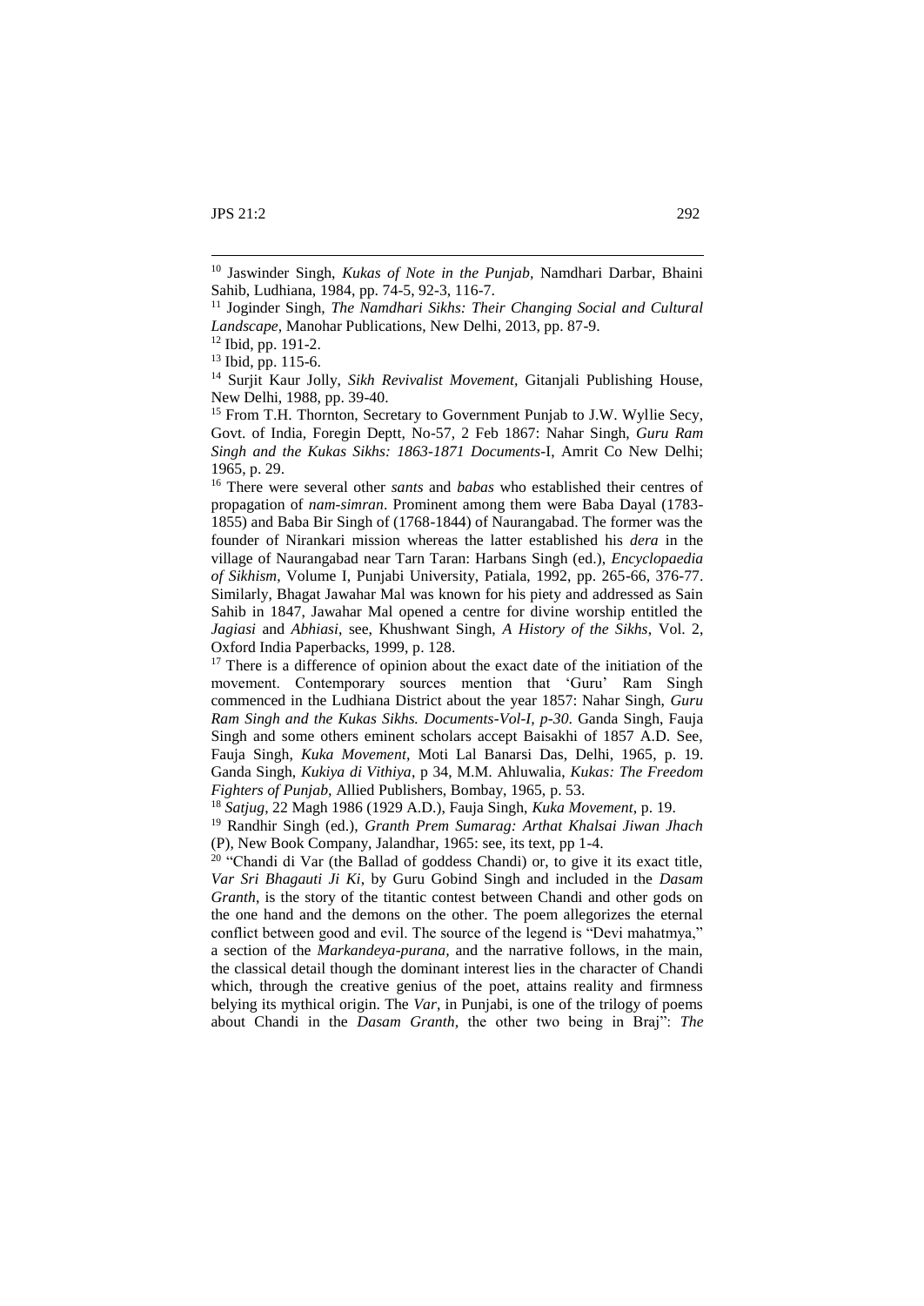[10] Jaswinder Singh, *Kukas of Note in the Punjab*, Namdhari Darbar, Bhaini Sahib, Ludhiana, 1984, pp. 74-5, 92-3, 116-7.

[11] Joginder Singh, *The Namdhari Sikhs: Their Changing Social and Cultural Landscape*, Manohar Publications, New Delhi, 2013, pp. 87-9.

[12] Ibid, pp. 191-2.

[13] Ibid, pp. 115-6.

[14] Surjit Kaur Jolly, *Sikh Revivalist Movement*, Gitanjali Publishing House, New Delhi, 1988, pp. 39-40.

[15] From T.H. Thornton, Secretary to Government Punjab to J.W. Wyllie Secy, Govt. of India, Foregin Deptt, No-57, 2 Feb 1867: Nahar Singh, *Guru Ram Singh and the Kukas Sikhs: 1863-1871 Documents*-I, Amrit Co New Delhi; 1965, p. 29.

[16] There were several other *sants* and *babas* who established their centres of propagation of *nam-simran*. Prominent among them were Baba Dayal (1783-1855) and Baba Bir Singh of (1768-1844) of Naurangabad. The former was the founder of Nirankari mission whereas the latter established his *dera* in the village of Naurangabad near Tarn Taran: Harbans Singh (ed.), *Encyclopaedia of Sikhism*, Volume I, Punjabi University, Patiala, 1992, pp. 265-66, 376-77. Similarly, Bhagat Jawahar Mal was known for his piety and addressed as Sain Sahib in 1847, Jawahar Mal opened a centre for divine worship entitled the *Jagiasi* and *Abhiasi*, see, Khushwant Singh, *A History of the Sikhs*, Vol. 2, Oxford India Paperbacks, 1999, p. 128.

[17] There is a difference of opinion about the exact date of the initiation of the movement. Contemporary sources mention that 'Guru' Ram Singh commenced in the Ludhiana District about the year 1857: Nahar Singh, *Guru Ram Singh and the Kukas Sikhs. Documents-Vol-I, p-30*. Ganda Singh, Fauja Singh and some others eminent scholars accept Baisakhi of 1857 A.D. See, Fauja Singh, *Kuka Movement*, Moti Lal Banarsi Das, Delhi, 1965, p. 19. Ganda Singh, *Kukiya di Vithiya*, p 34, M.M. Ahluwalia, *Kukas: The Freedom Fighters of Punjab*, Allied Publishers, Bombay, 1965, p. 53.

[18] *Satjug*, 22 Magh 1986 (1929 A.D.), Fauja Singh, *Kuka Movement*, p. 19.

[19] Randhir Singh (ed.), *Granth Prem Sumarag: Arthat Khalsai Jiwan Jhach* (P), New Book Company, Jalandhar, 1965: see, its text, pp 1-4.

[20] "Chandi di Var (the Ballad of goddess Chandi) or, to give it its exact title, *Var Sri Bhagauti Ji Ki*, by Guru Gobind Singh and included in the *Dasam Granth*, is the story of the titantic contest between Chandi and other gods on the one hand and the demons on the other. The poem allegorizes the eternal conflict between good and evil. The source of the legend is "Devi mahatmya," a section of the *Markandeya-purana,* and the narrative follows, in the main, the classical detail though the dominant interest lies in the character of Chandi which, through the creative genius of the poet, attains reality and firmness belying its mythical origin. The *Var*, in Punjabi, is one of the trilogy of poems about Chandi in the *Dasam Granth,* the other two being in Braj": *The*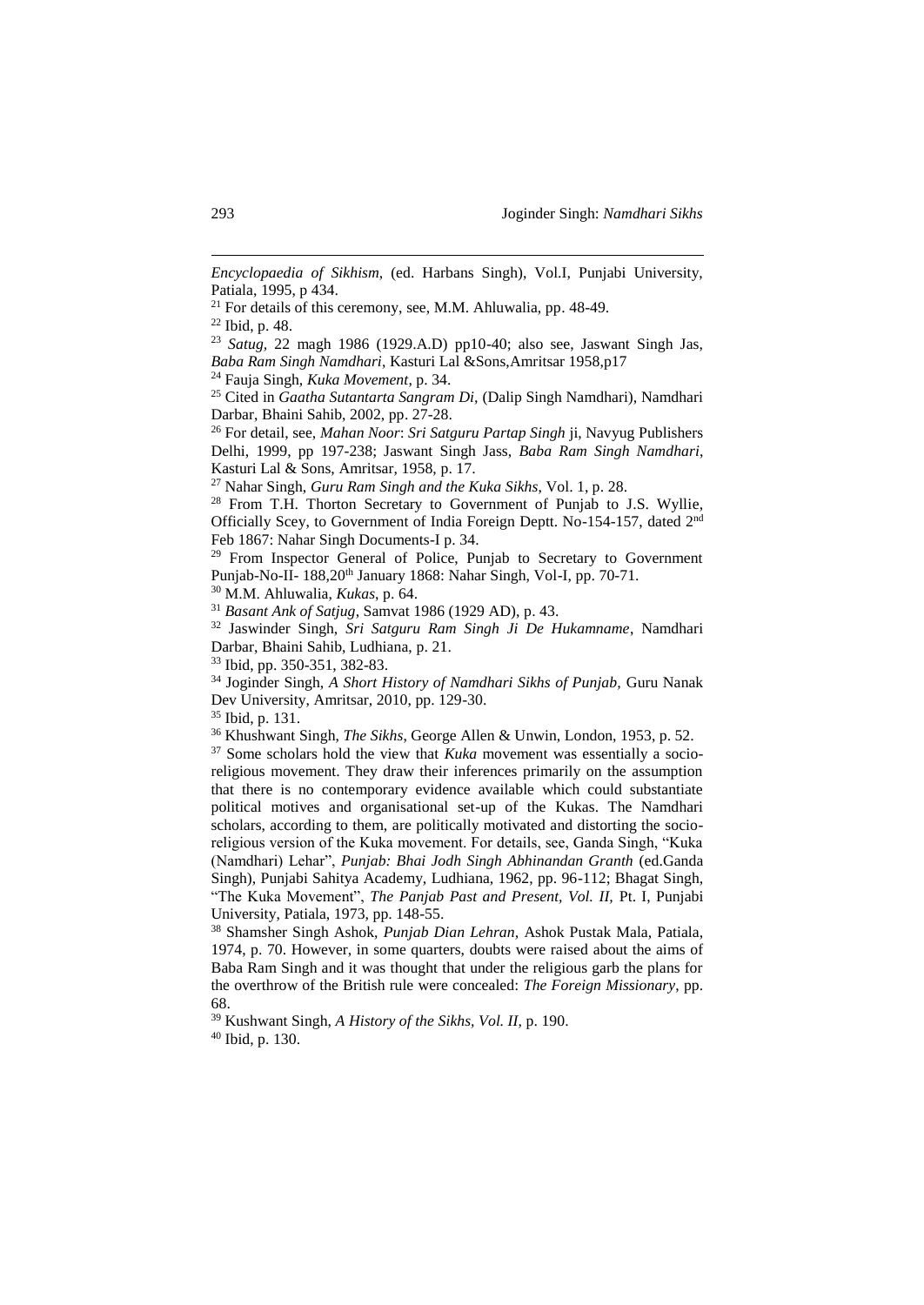*Encyclopaedia of Sikhism*, (ed. Harbans Singh), Vol.I, Punjabi University, Patiala, 1995, p 434.

[21] For details of this ceremony, see, M.M. Ahluwalia, pp. 48-49.

[22] Ibid, p. 48.

[23] *Satug*, 22 magh 1986 (1929.A.D) pp10-40; also see, Jaswant Singh Jas, *Baba Ram Singh Namdhari*, Kasturi Lal &Sons,Amritsar 1958,p17

[24] Fauja Singh, *Kuka Movement*, p. 34.

[25] Cited in *Gaatha Sutantarta Sangram Di*, (Dalip Singh Namdhari), Namdhari Darbar, Bhaini Sahib, 2002, pp. 27-28.

[26] For detail, see, *Mahan Noor*: *Sri Satguru Partap Singh* ji, Navyug Publishers Delhi, 1999, pp 197-238; Jaswant Singh Jass, *Baba Ram Singh Namdhari*, Kasturi Lal & Sons, Amritsar, 1958, p. 17.

[27] Nahar Singh, *Guru Ram Singh and the Kuka Sikhs*, Vol. 1, p. 28.

[28] From T.H. Thorton Secretary to Government of Punjab to J.S. Wyllie, Officially Scey, to Government of India Foreign Deptt. No-154-157, dated 2nd Feb 1867: Nahar Singh Documents-I p. 34.

[29] From Inspector General of Police, Punjab to Secretary to Government Punjab-No-II- 188,20th January 1868: Nahar Singh, Vol-I, pp. 70-71.

[30] M.M. Ahluwalia, *Kukas*, p. 64.

[31] *Basant Ank of Satjug*, Samvat 1986 (1929 AD), p. 43.

[32] Jaswinder Singh, *Sri Satguru Ram Singh Ji De Hukamname*, Namdhari Darbar, Bhaini Sahib, Ludhiana, p. 21.

[33] Ibid, pp. 350-351, 382-83.

[34] Joginder Singh, *A Short History of Namdhari Sikhs of Punjab*, Guru Nanak Dev University, Amritsar, 2010, pp. 129-30.

[35] Ibid, p. 131.

[36] Khushwant Singh, *The Sikhs*, George Allen & Unwin, London, 1953, p. 52.

[37] Some scholars hold the view that *Kuka* movement was essentially a socio-religious movement. They draw their inferences primarily on the assumption that there is no contemporary evidence available which could substantiate political motives and organisational set-up of the Kukas. The Namdhari scholars, according to them, are politically motivated and distorting the socio-religious version of the Kuka movement. For details, see, Ganda Singh, "Kuka (Namdhari) Lehar", *Punjab: Bhai Jodh Singh Abhinandan Granth* (ed.Ganda Singh), Punjabi Sahitya Academy, Ludhiana, 1962, pp. 96-112; Bhagat Singh, "The Kuka Movement", *The Panjab Past and Present, Vol. II*, Pt. I, Punjabi University, Patiala, 1973, pp. 148-55.

[38] Shamsher Singh Ashok, *Punjab Dian Lehran*, Ashok Pustak Mala, Patiala, 1974, p. 70. However, in some quarters, doubts were raised about the aims of Baba Ram Singh and it was thought that under the religious garb the plans for the overthrow of the British rule were concealed: *The Foreign Missionary*, pp. 68.

[39] Kushwant Singh, *A History of the Sikhs, Vol. II*, p. 190.

[40] Ibid, p. 130.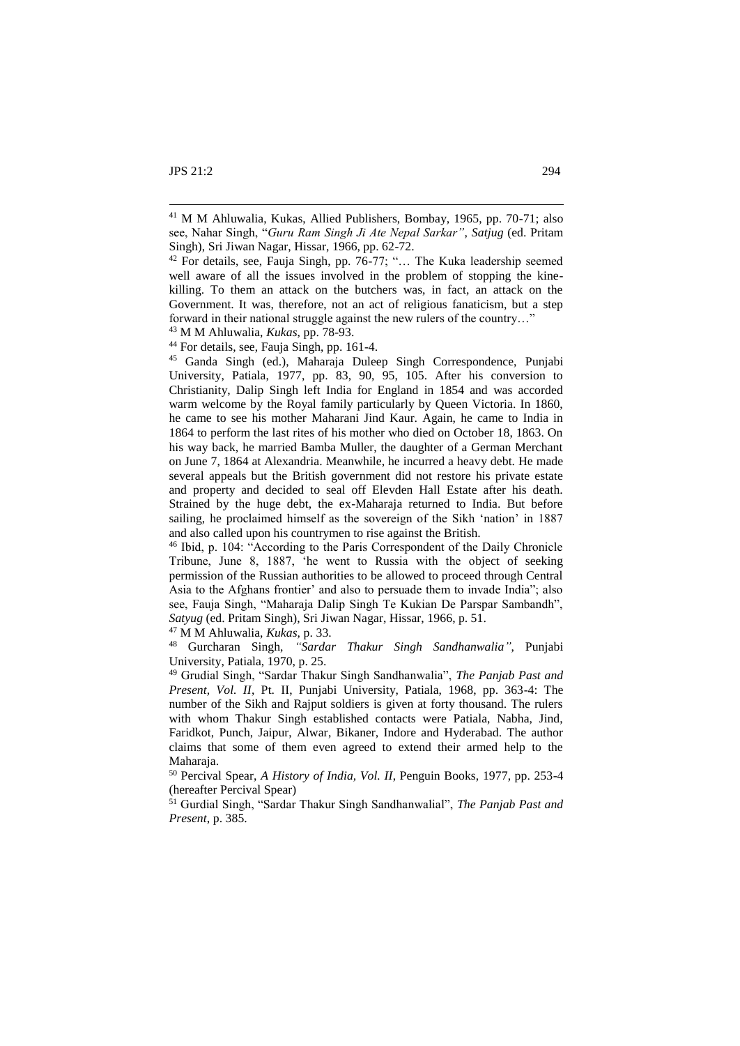[41] M M Ahluwalia, Kukas, Allied Publishers, Bombay, 1965, pp. 70-71; also see, Nahar Singh, "*Guru Ram Singh Ji Ate Nepal Sarkar"*, *Satjug* (ed. Pritam Singh), Sri Jiwan Nagar, Hissar, 1966, pp. 62-72.

[42] For details, see, Fauja Singh, pp. 76-77; "… The Kuka leadership seemed well aware of all the issues involved in the problem of stopping the kine-killing. To them an attack on the butchers was, in fact, an attack on the Government. It was, therefore, not an act of religious fanaticism, but a step forward in their national struggle against the new rulers of the country…"

[43] M M Ahluwalia, *Kukas*, pp. 78-93.

[44] For details, see, Fauja Singh, pp. 161-4.

[45] Ganda Singh (ed.), Maharaja Duleep Singh Correspondence, Punjabi University, Patiala, 1977, pp. 83, 90, 95, 105. After his conversion to Christianity, Dalip Singh left India for England in 1854 and was accorded warm welcome by the Royal family particularly by Queen Victoria. In 1860, he came to see his mother Maharani Jind Kaur. Again, he came to India in 1864 to perform the last rites of his mother who died on October 18, 1863. On his way back, he married Bamba Muller, the daughter of a German Merchant on June 7, 1864 at Alexandria. Meanwhile, he incurred a heavy debt. He made several appeals but the British government did not restore his private estate and property and decided to seal off Elevden Hall Estate after his death. Strained by the huge debt, the ex-Maharaja returned to India. But before sailing, he proclaimed himself as the sovereign of the Sikh 'nation' in 1887 and also called upon his countrymen to rise against the British.

[46] Ibid, p. 104: "According to the Paris Correspondent of the Daily Chronicle Tribune, June 8, 1887, 'he went to Russia with the object of seeking permission of the Russian authorities to be allowed to proceed through Central Asia to the Afghans frontier' and also to persuade them to invade India"; also see, Fauja Singh, "Maharaja Dalip Singh Te Kukian De Parspar Sambandh", *Satyug* (ed. Pritam Singh), Sri Jiwan Nagar, Hissar, 1966, p. 51.

[47] M M Ahluwalia, *Kukas*, p. 33.

[48] Gurcharan Singh, *"Sardar Thakur Singh Sandhanwalia"*, Punjabi University, Patiala, 1970, p. 25.

[49] Grudial Singh, "Sardar Thakur Singh Sandhanwalia", *The Panjab Past and Present, Vol. II*, Pt. II, Punjabi University, Patiala, 1968, pp. 363-4: The number of the Sikh and Rajput soldiers is given at forty thousand. The rulers with whom Thakur Singh established contacts were Patiala, Nabha, Jind, Faridkot, Punch, Jaipur, Alwar, Bikaner, Indore and Hyderabad. The author claims that some of them even agreed to extend their armed help to the Maharaja.

[50] Percival Spear, *A History of India, Vol. II*, Penguin Books, 1977, pp. 253-4 (hereafter Percival Spear)

[51] Gurdial Singh, "Sardar Thakur Singh Sandhanwalial", *The Panjab Past and Present*, p. 385.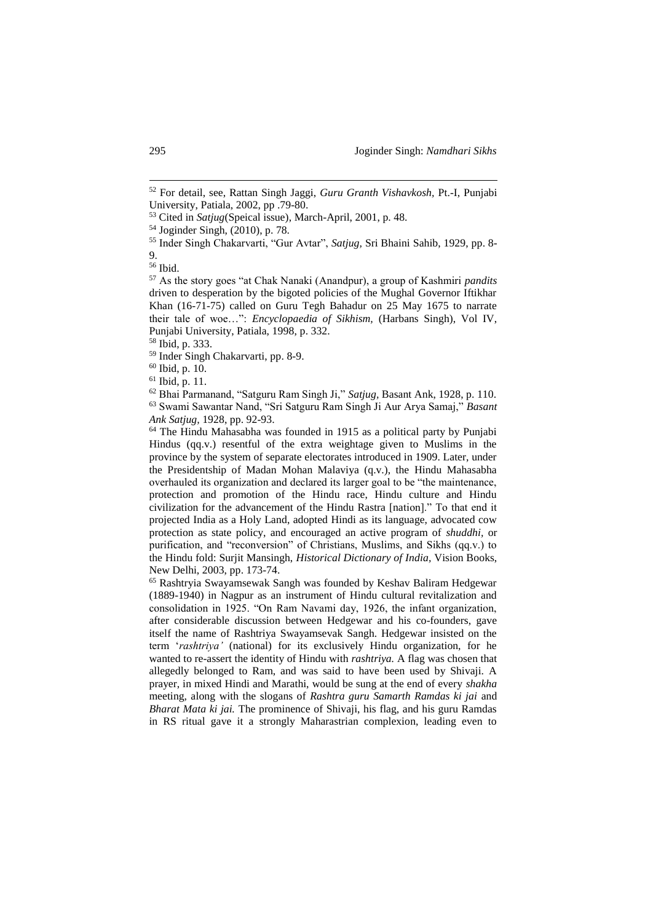[52] For detail, see, Rattan Singh Jaggi, *Guru Granth Vishavkosh*, Pt.-I, Punjabi University, Patiala, 2002, pp .79-80.

[53] Cited in *Satjug*(Speical issue), March-April, 2001, p. 48.

[54] Joginder Singh, (2010), p. 78.

[55] Inder Singh Chakarvarti, "Gur Avtar", *Satjug*, Sri Bhaini Sahib, 1929, pp. 8-9.

[56] Ibid.

[57] As the story goes "at Chak Nanaki (Anandpur), a group of Kashmiri *pandits* driven to desperation by the bigoted policies of the Mughal Governor Iftikhar Khan (16-71-75) called on Guru Tegh Bahadur on 25 May 1675 to narrate their tale of woe…": *Encyclopaedia of Sikhism*, (Harbans Singh), Vol IV, Punjabi University, Patiala, 1998, p. 332.

[58] Ibid, p. 333.

[59] Inder Singh Chakarvarti, pp. 8-9.

[60] Ibid, p. 10.

[61] Ibid, p. 11.

[62] Bhai Parmanand, "Satguru Ram Singh Ji," *Satjug*, Basant Ank, 1928, p. 110.

[63] Swami Sawantar Nand, "Sri Satguru Ram Singh Ji Aur Arya Samaj," *Basant Ank Satjug*, 1928, pp. 92-93.

[64] The Hindu Mahasabha was founded in 1915 as a political party by Punjabi Hindus (qq.v.) resentful of the extra weightage given to Muslims in the province by the system of separate electorates introduced in 1909. Later, under the Presidentship of Madan Mohan Malaviya (q.v.), the Hindu Mahasabha overhauled its organization and declared its larger goal to be "the maintenance, protection and promotion of the Hindu race, Hindu culture and Hindu civilization for the advancement of the Hindu Rastra [nation]." To that end it projected India as a Holy Land, adopted Hindi as its language, advocated cow protection as state policy, and encouraged an active program of *shuddhi*, or purification, and "reconversion" of Christians, Muslims, and Sikhs (qq.v.) to the Hindu fold: Surjit Mansingh, *Historical Dictionary of India*, Vision Books, New Delhi, 2003, pp. 173-74.

[65] Rashtryia Swayamsewak Sangh was founded by Keshav Baliram Hedgewar (1889-1940) in Nagpur as an instrument of Hindu cultural revitalization and consolidation in 1925. "On Ram Navami day, 1926, the infant organization, after considerable discussion between Hedgewar and his co-founders, gave itself the name of Rashtriya Swayamsevak Sangh. Hedgewar insisted on the term '*rashtriya'* (national) for its exclusively Hindu organization, for he wanted to re-assert the identity of Hindu with *rashtriya.* A flag was chosen that allegedly belonged to Ram, and was said to have been used by Shivaji. A prayer, in mixed Hindi and Marathi, would be sung at the end of every *shakha* meeting, along with the slogans of *Rashtra guru Samarth Ramdas ki jai* and *Bharat Mata ki jai.* The prominence of Shivaji, his flag, and his guru Ramdas in RS ritual gave it a strongly Maharastrian complexion, leading even to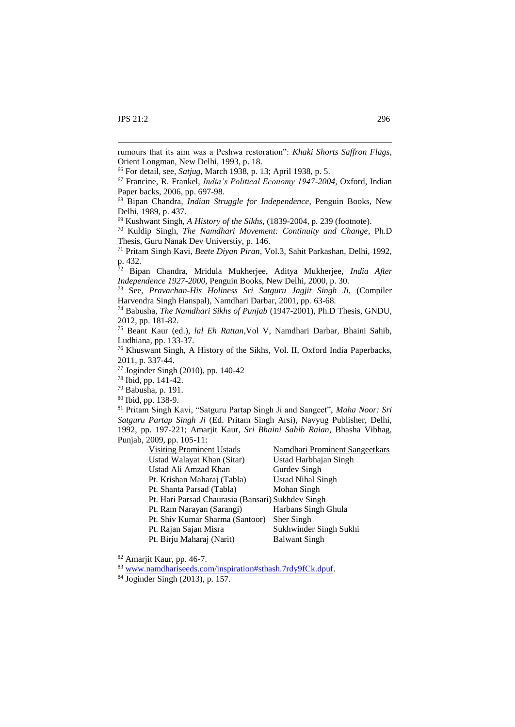rumours that its aim was a Peshwa restoration": *Khaki Shorts Saffron Flags*, Orient Longman, New Delhi, 1993, p. 18.

[66] For detail, see, *Satjug*, March 1938, p. 13; April 1938, p. 5.

[67] Francine, R. Frankel, *India's Political Economy 1947-2004*, Oxford, Indian Paper backs, 2006, pp. 697-98.

[68] Bipan Chandra, *Indian Struggle for Independence*, Penguin Books, New Delhi, 1989, p. 437.

[69] Kushwant Singh, *A History of the Sikhs*, (1839-2004, p. 239 (footnote).

[70] Kuldip Singh, *The Namdhari Movement: Continuity and Change*, Ph.D Thesis, Guru Nanak Dev Universtiy, p. 146.

[71] Pritam Singh Kavi, *Beete Diyan Piran*, Vol.3, Sahit Parkashan, Delhi, 1992, p. 432.

[72] Bipan Chandra, Mridula Mukherjee, Aditya Mukherjee, *India After Independence 1927-2000*, Penguin Books, New Delhi, 2000, p. 30.

[73] See, *Pravachan-His Holiness Sri Satguru Jagjit Singh Ji*, (Compiler Harvendra Singh Hanspal), Namdhari Darbar, 2001, pp. 63-68.

[74] Babusha, *The Namdhari Sikhs of Punjab* (1947-2001), Ph.D Thesis, GNDU, 2012, pp. 181-82.

[75] Beant Kaur (ed.), *lal Eh Rattan*,Vol V, Namdhari Darbar, Bhaini Sahib, Ludhiana, pp. 133-37.

[76] Khuswant Singh, A History of the Sikhs, Vol. II, Oxford India Paperbacks, 2011, p. 337-44.

[77] Joginder Singh (2010), pp. 140-42

[78] Ibid, pp. 141-42.

[79] Babusha, p. 191.

[80] Ibid, pp. 138-9.

[81] Pritam Singh Kavi, "Satguru Partap Singh Ji and Sangeet", *Maha Noor: Sri Satguru Partap Singh Ji* (Ed. Pritam Singh Arsi), Navyug Publisher, Delhi, 1992, pp. 197-221; Amarjit Kaur, *Sri Bhaini Sahib Raian*, Bhasha Vibhag, Punjab, 2009, pp. 105-11:

| Visiting Prominent Ustads | Namdhari Prominent Sangeetkars |
|---|---|
| Ustad Walayat Khan (Sitar) | Ustad Harbhajan Singh |
| Ustad Ali Amzad Khan | Gurdev Singh |
| Pt. Krishan Maharaj (Tabla) | Ustad Nihal Singh |
| Pt. Shanta Parsad (Tabla) | Mohan Singh |
| Pt. Hari Parsad Chaurasia (Bansari) | Sukhdev Singh |
| Pt. Ram Narayan (Sarangi) | Harbans Singh Ghula |
| Pt. Shiv Kumar Sharma (Santoor) | Sher Singh |
| Pt. Rajan Sajan Misra | Sukhwinder Singh Sukhi |
| Pt. Birju Maharaj (Narit) | Balwant Singh |

[82] Amarjit Kaur, pp. 46-7.

[83] www.namdhariseeds.com/inspiration#sthash.7rdy9fCk.dpuf.

[84] Joginder Singh (2013), p. 157.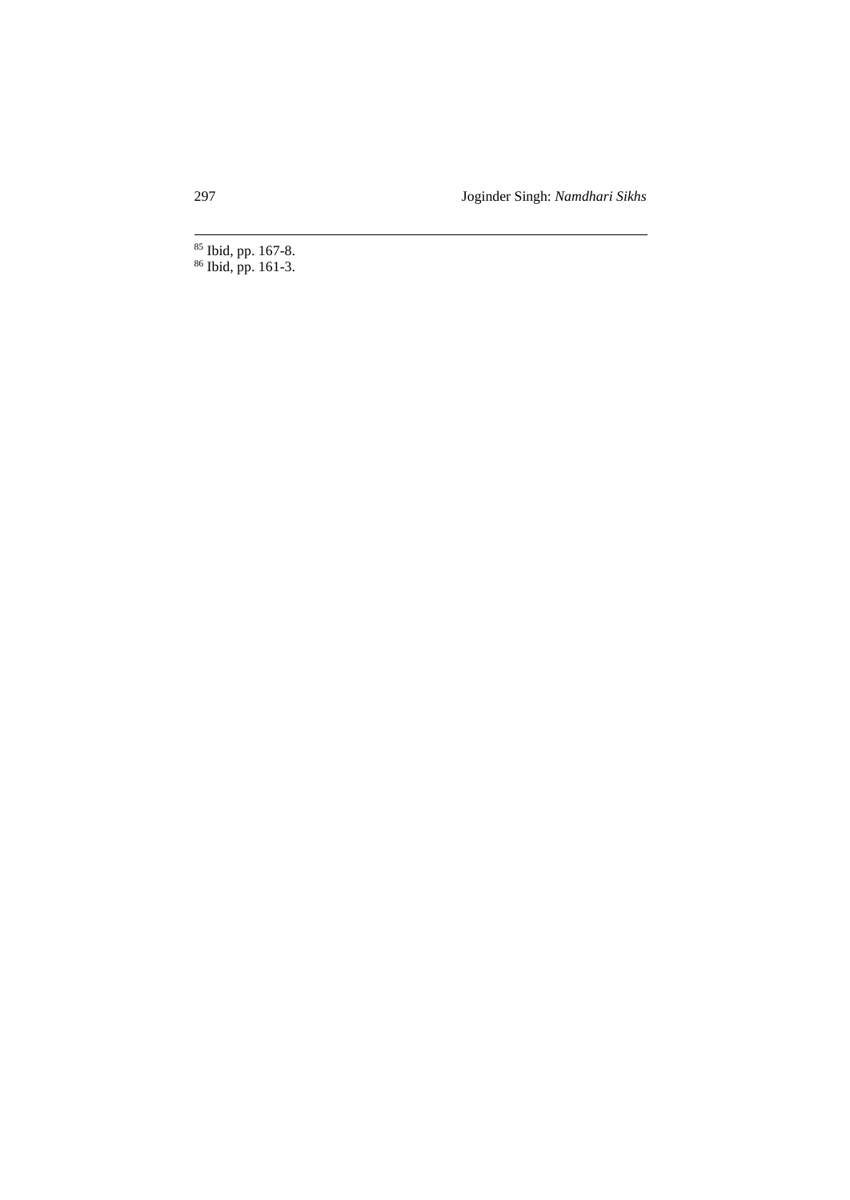[85] Ibid, pp. 167-8.
[86] Ibid, pp. 161-3.